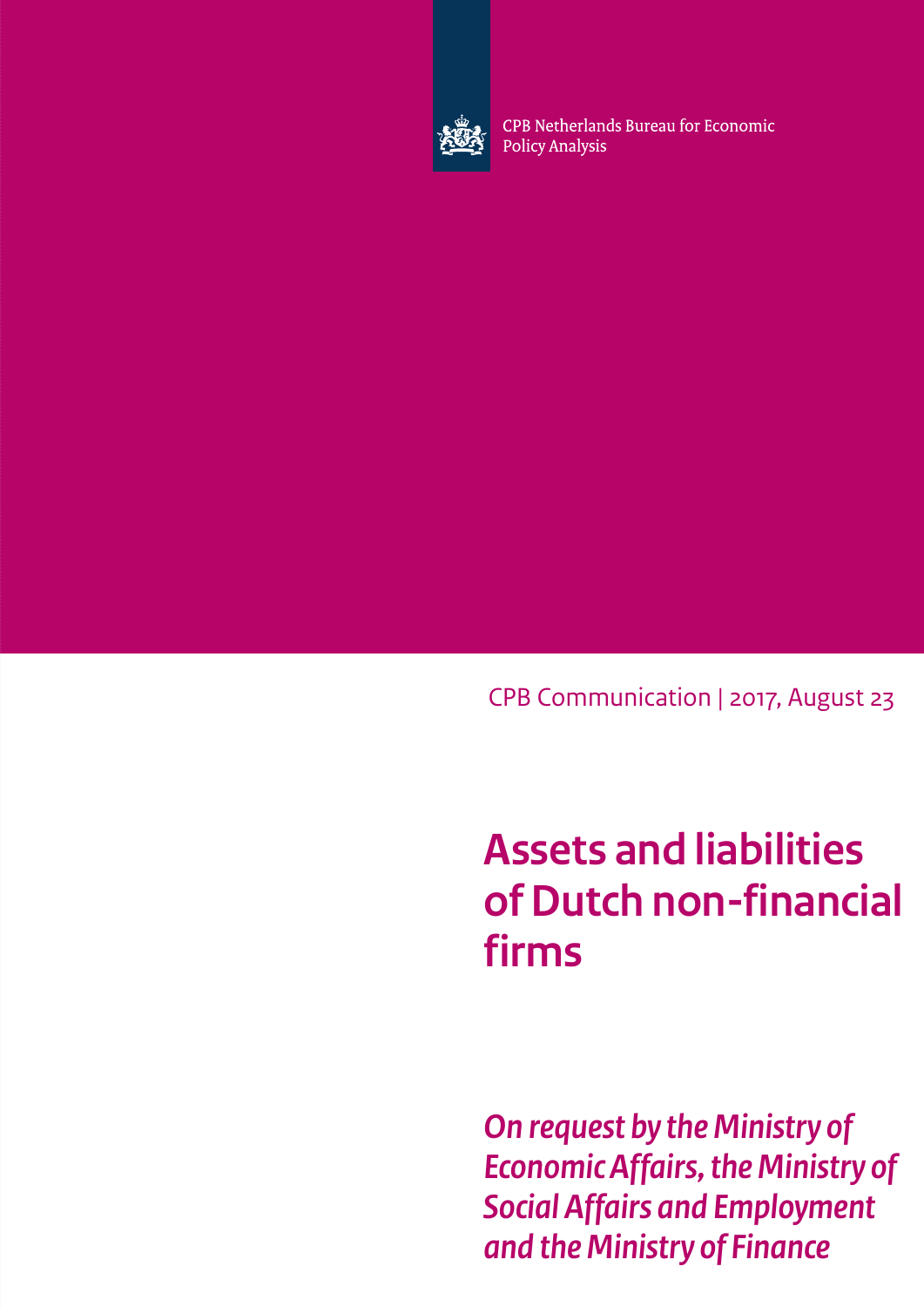CPB Netherlands Bureau for Economic Policy Analysis

CPB Communication | 2017, August 23

# Assets and liabilities of Dutch non-financial firms

*On request by the Ministry of Economic Affairs, the Ministry of Social Affairs and Employment and the Ministry of Finance*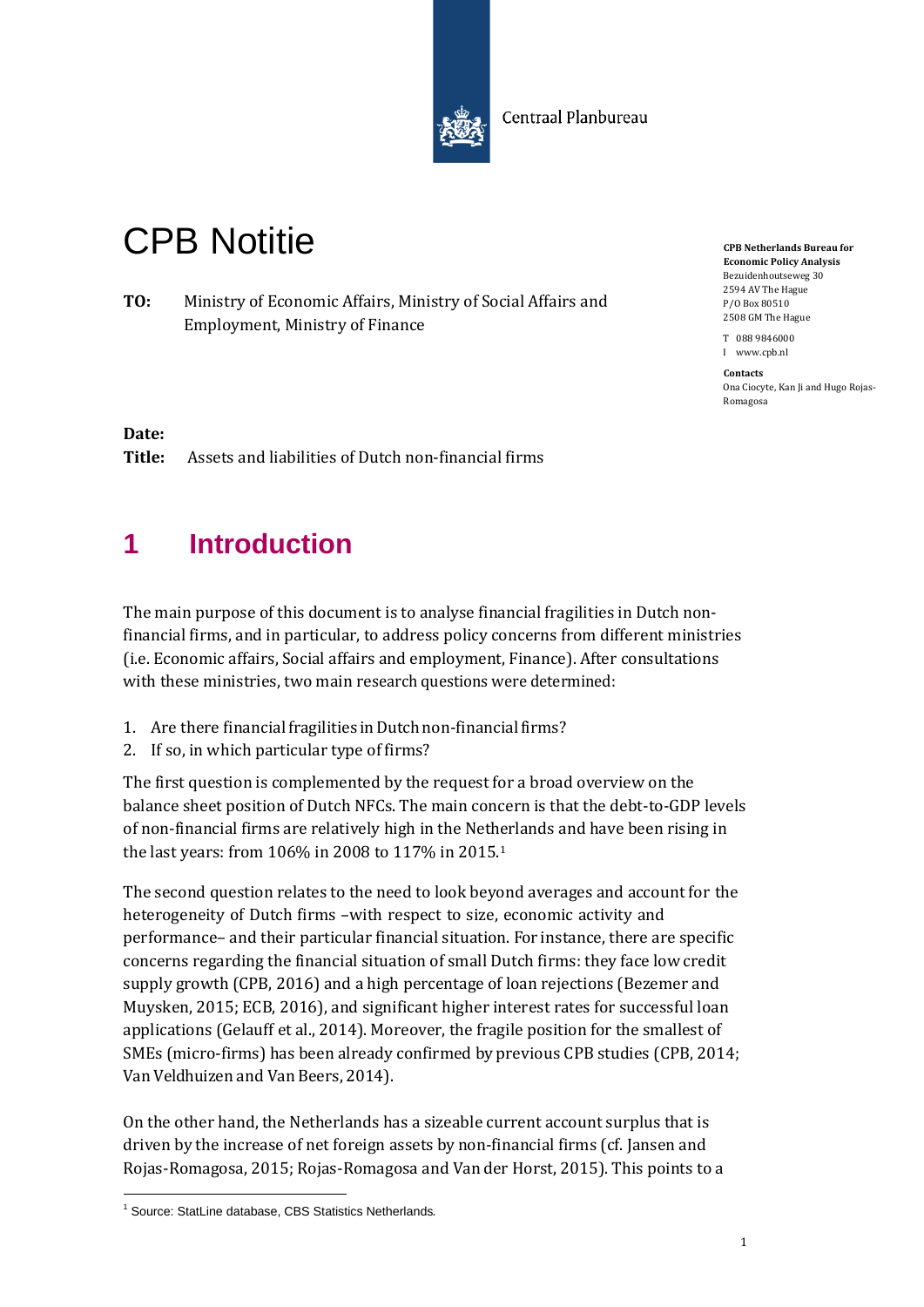Centraal Planbureau

# CPB Notitie

**CPB Netherlands Bureau for Economic Policy Analysis**
Bezuidenhoutseweg 30
2594 AV The Hague
P/O Box 80510
2508 GM The Hague

T 088 9846000
I www.cpb.nl

**Contacts**
Ona Ciocyte, Kan Ji and Hugo Rojas-Romagosa

**TO:** Ministry of Economic Affairs, Ministry of Social Affairs and Employment, Ministry of Finance

**Date:**
**Title:** Assets and liabilities of Dutch non-financial firms

## 1 Introduction

The main purpose of this document is to analyse financial fragilities in Dutch non-financial firms, and in particular, to address policy concerns from different ministries (i.e. Economic affairs, Social affairs and employment, Finance). After consultations with these ministries, two main research questions were determined:

1. Are there financial fragilities in Dutch non-financial firms?
2. If so, in which particular type of firms?

The first question is complemented by the request for a broad overview on the balance sheet position of Dutch NFCs. The main concern is that the debt-to-GDP levels of non-financial firms are relatively high in the Netherlands and have been rising in the last years: from 106% in 2008 to 117% in 2015.[1]

The second question relates to the need to look beyond averages and account for the heterogeneity of Dutch firms –with respect to size, economic activity and performance– and their particular financial situation. For instance, there are specific concerns regarding the financial situation of small Dutch firms: they face low credit supply growth (CPB, 2016) and a high percentage of loan rejections (Bezemer and Muysken, 2015; ECB, 2016), and significant higher interest rates for successful loan applications (Gelauff et al., 2014). Moreover, the fragile position for the smallest of SMEs (micro-firms) has been already confirmed by previous CPB studies (CPB, 2014; Van Veldhuizen and Van Beers, 2014).

On the other hand, the Netherlands has a sizeable current account surplus that is driven by the increase of net foreign assets by non-financial firms (cf. Jansen and Rojas-Romagosa, 2015; Rojas-Romagosa and Van der Horst, 2015). This points to a

[1] Source: StatLine database, CBS Statistics Netherlands.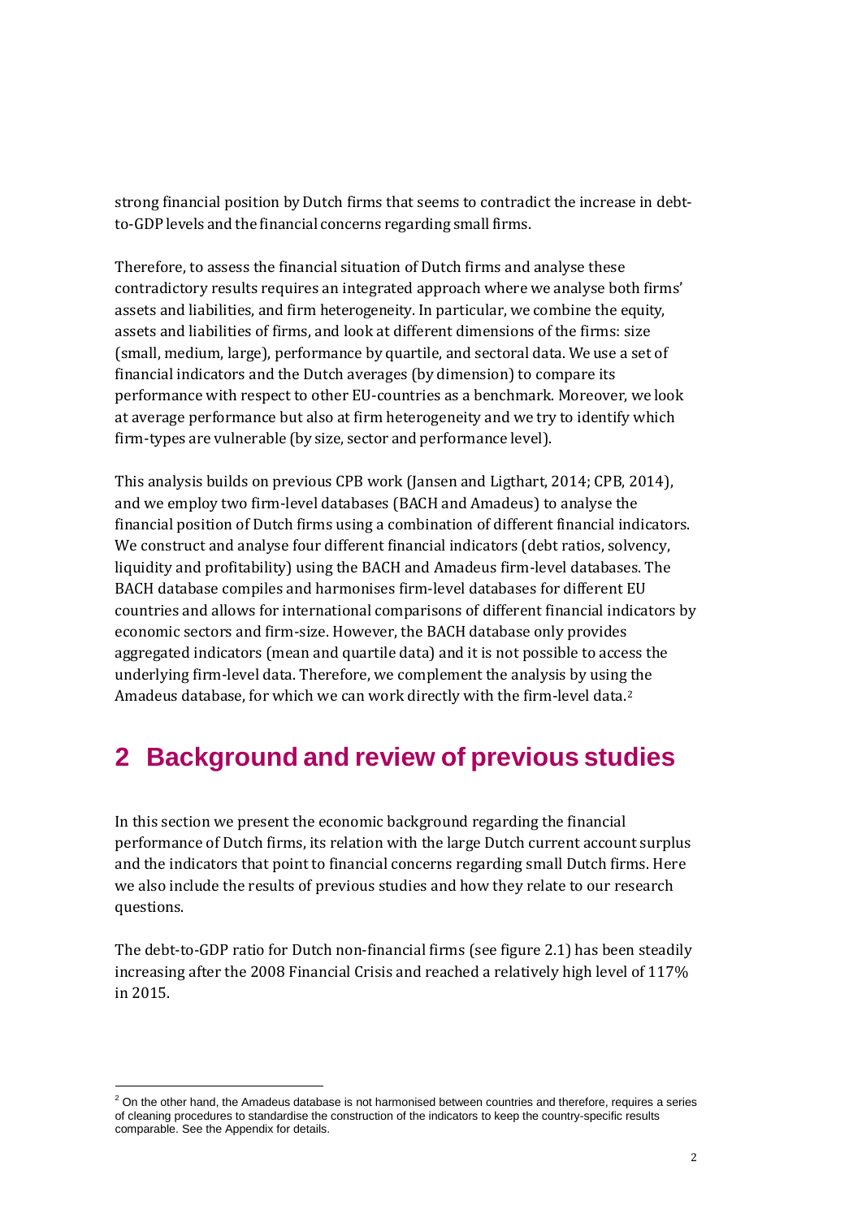strong financial position by Dutch firms that seems to contradict the increase in debt-to-GDP levels and the financial concerns regarding small firms.

Therefore, to assess the financial situation of Dutch firms and analyse these contradictory results requires an integrated approach where we analyse both firms' assets and liabilities, and firm heterogeneity. In particular, we combine the equity, assets and liabilities of firms, and look at different dimensions of the firms: size (small, medium, large), performance by quartile, and sectoral data. We use a set of financial indicators and the Dutch averages (by dimension) to compare its performance with respect to other EU-countries as a benchmark. Moreover, we look at average performance but also at firm heterogeneity and we try to identify which firm-types are vulnerable (by size, sector and performance level).

This analysis builds on previous CPB work (Jansen and Ligthart, 2014; CPB, 2014), and we employ two firm-level databases (BACH and Amadeus) to analyse the financial position of Dutch firms using a combination of different financial indicators. We construct and analyse four different financial indicators (debt ratios, solvency, liquidity and profitability) using the BACH and Amadeus firm-level databases. The BACH database compiles and harmonises firm-level databases for different EU countries and allows for international comparisons of different financial indicators by economic sectors and firm-size. However, the BACH database only provides aggregated indicators (mean and quartile data) and it is not possible to access the underlying firm-level data. Therefore, we complement the analysis by using the Amadeus database, for which we can work directly with the firm-level data.[2]

# 2 Background and review of previous studies

In this section we present the economic background regarding the financial performance of Dutch firms, its relation with the large Dutch current account surplus and the indicators that point to financial concerns regarding small Dutch firms. Here we also include the results of previous studies and how they relate to our research questions.

The debt-to-GDP ratio for Dutch non-financial firms (see figure 2.1) has been steadily increasing after the 2008 Financial Crisis and reached a relatively high level of 117% in 2015.

[2] On the other hand, the Amadeus database is not harmonised between countries and therefore, requires a series of cleaning procedures to standardise the construction of the indicators to keep the country-specific results comparable. See the Appendix for details.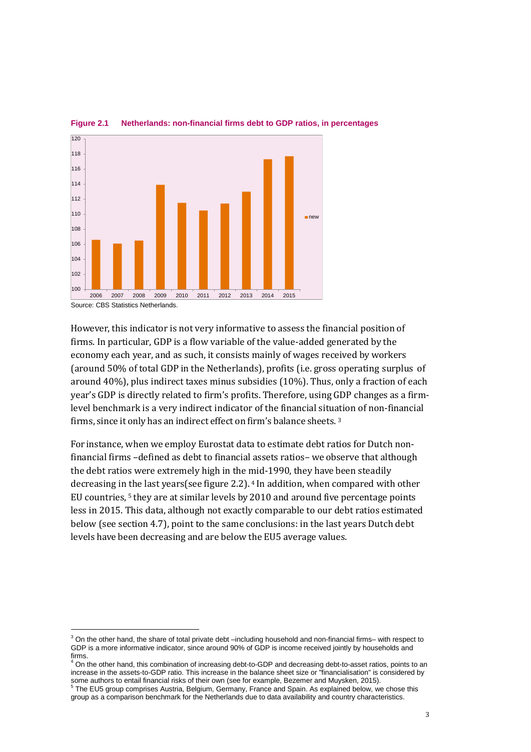**Figure 2.1 Netherlands: non-financial firms debt to GDP ratios, in percentages**

Source: CBS Statistics Netherlands.

However, this indicator is not very informative to assess the financial position of firms. In particular, GDP is a flow variable of the value-added generated by the economy each year, and as such, it consists mainly of wages received by workers (around 50% of total GDP in the Netherlands), profits (i.e. gross operating surplus of around 40%), plus indirect taxes minus subsidies (10%). Thus, only a fraction of each year's GDP is directly related to firm's profits. Therefore, using GDP changes as a firm-level benchmark is a very indirect indicator of the financial situation of non-financial firms, since it only has an indirect effect on firm's balance sheets. [3]

For instance, when we employ Eurostat data to estimate debt ratios for Dutch non-financial firms –defined as debt to financial assets ratios– we observe that although the debt ratios were extremely high in the mid-1990, they have been steadily decreasing in the last years(see figure 2.2). [4] In addition, when compared with other EU countries, [5] they are at similar levels by 2010 and around five percentage points less in 2015. This data, although not exactly comparable to our debt ratios estimated below (see section 4.7), point to the same conclusions: in the last years Dutch debt levels have been decreasing and are below the EU5 average values.

[3] On the other hand, the share of total private debt –including household and non-financial firms– with respect to GDP is a more informative indicator, since around 90% of GDP is income received jointly by households and firms.

[4] On the other hand, this combination of increasing debt-to-GDP and decreasing debt-to-asset ratios, points to an increase in the assets-to-GDP ratio. This increase in the balance sheet size or "financialisation" is considered by some authors to entail financial risks of their own (see for example, Bezemer and Muysken, 2015).

[5] The EU5 group comprises Austria, Belgium, Germany, France and Spain. As explained below, we chose this group as a comparison benchmark for the Netherlands due to data availability and country characteristics.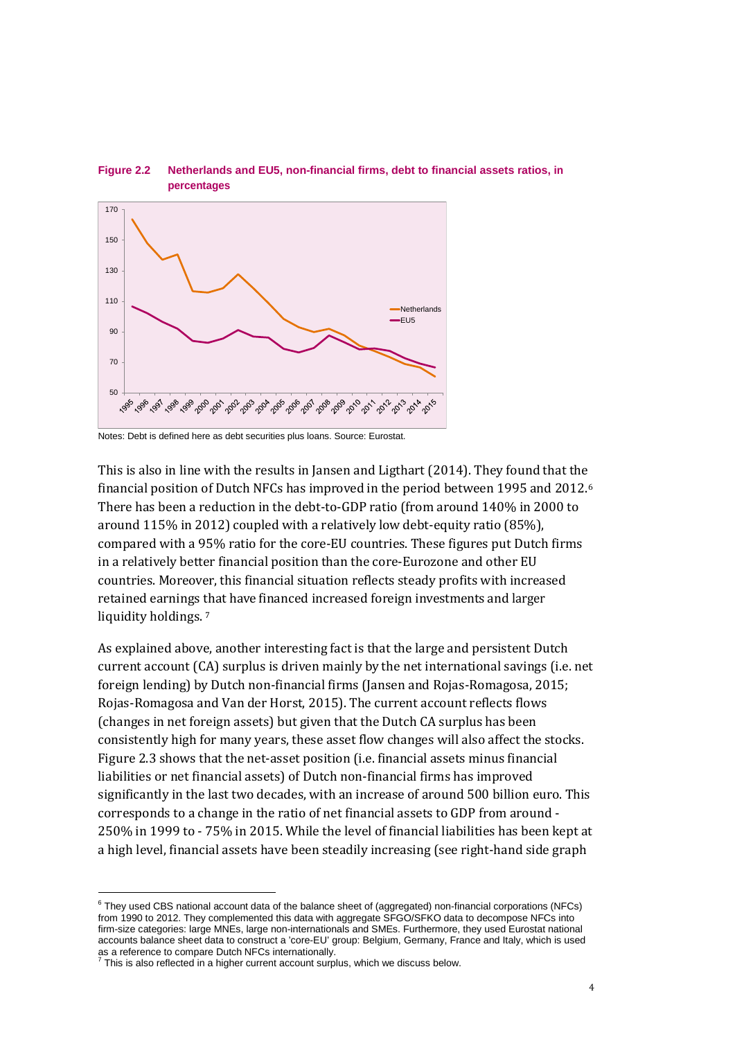**Figure 2.2 Netherlands and EU5, non-financial firms, debt to financial assets ratios, in percentages**

Notes: Debt is defined here as debt securities plus loans. Source: Eurostat.

This is also in line with the results in Jansen and Ligthart (2014). They found that the financial position of Dutch NFCs has improved in the period between 1995 and 2012.[6] There has been a reduction in the debt-to-GDP ratio (from around 140% in 2000 to around 115% in 2012) coupled with a relatively low debt-equity ratio (85%), compared with a 95% ratio for the core-EU countries. These figures put Dutch firms in a relatively better financial position than the core-Eurozone and other EU countries. Moreover, this financial situation reflects steady profits with increased retained earnings that have financed increased foreign investments and larger liquidity holdings. [7]

As explained above, another interesting fact is that the large and persistent Dutch current account (CA) surplus is driven mainly by the net international savings (i.e. net foreign lending) by Dutch non-financial firms (Jansen and Rojas-Romagosa, 2015; Rojas-Romagosa and Van der Horst, 2015). The current account reflects flows (changes in net foreign assets) but given that the Dutch CA surplus has been consistently high for many years, these asset flow changes will also affect the stocks. Figure 2.3 shows that the net-asset position (i.e. financial assets minus financial liabilities or net financial assets) of Dutch non-financial firms has improved significantly in the last two decades, with an increase of around 500 billion euro. This corresponds to a change in the ratio of net financial assets to GDP from around -250% in 1999 to - 75% in 2015. While the level of financial liabilities has been kept at a high level, financial assets have been steadily increasing (see right-hand side graph

[6] They used CBS national account data of the balance sheet of (aggregated) non-financial corporations (NFCs) from 1990 to 2012. They complemented this data with aggregate SFGO/SFKO data to decompose NFCs into firm-size categories: large MNEs, large non-internationals and SMEs. Furthermore, they used Eurostat national accounts balance sheet data to construct a 'core-EU' group: Belgium, Germany, France and Italy, which is used as a reference to compare Dutch NFCs internationally.

[7] This is also reflected in a higher current account surplus, which we discuss below.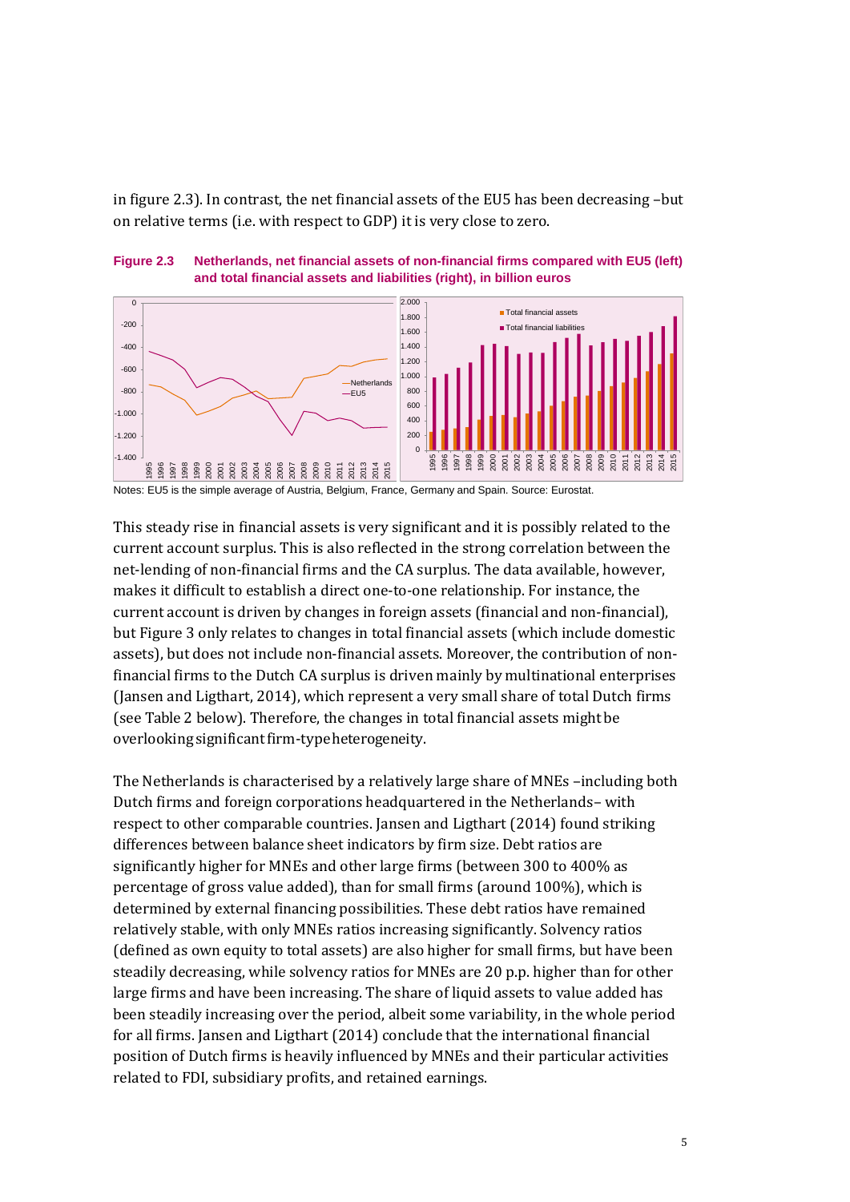in figure 2.3). In contrast, the net financial assets of the EU5 has been decreasing –but on relative terms (i.e. with respect to GDP) it is very close to zero.

**Figure 2.3 Netherlands, net financial assets of non-financial firms compared with EU5 (left) and total financial assets and liabilities (right), in billion euros**

Notes: EU5 is the simple average of Austria, Belgium, France, Germany and Spain. Source: Eurostat.

This steady rise in financial assets is very significant and it is possibly related to the current account surplus. This is also reflected in the strong correlation between the net-lending of non-financial firms and the CA surplus. The data available, however, makes it difficult to establish a direct one-to-one relationship. For instance, the current account is driven by changes in foreign assets (financial and non-financial), but Figure 3 only relates to changes in total financial assets (which include domestic assets), but does not include non-financial assets. Moreover, the contribution of non-financial firms to the Dutch CA surplus is driven mainly by multinational enterprises (Jansen and Ligthart, 2014), which represent a very small share of total Dutch firms (see Table 2 below). Therefore, the changes in total financial assets might be overlooking significant firm-type heterogeneity.

The Netherlands is characterised by a relatively large share of MNEs –including both Dutch firms and foreign corporations headquartered in the Netherlands– with respect to other comparable countries. Jansen and Ligthart (2014) found striking differences between balance sheet indicators by firm size. Debt ratios are significantly higher for MNEs and other large firms (between 300 to 400% as percentage of gross value added), than for small firms (around 100%), which is determined by external financing possibilities. These debt ratios have remained relatively stable, with only MNEs ratios increasing significantly. Solvency ratios (defined as own equity to total assets) are also higher for small firms, but have been steadily decreasing, while solvency ratios for MNEs are 20 p.p. higher than for other large firms and have been increasing. The share of liquid assets to value added has been steadily increasing over the period, albeit some variability, in the whole period for all firms. Jansen and Ligthart (2014) conclude that the international financial position of Dutch firms is heavily influenced by MNEs and their particular activities related to FDI, subsidiary profits, and retained earnings.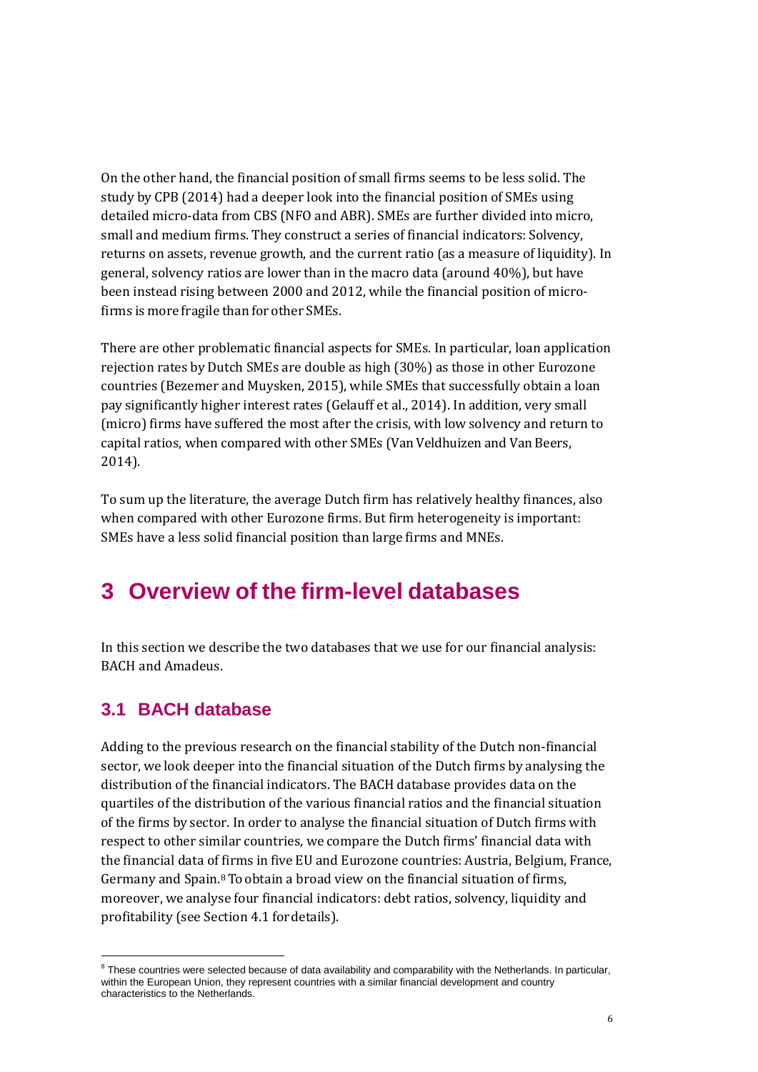On the other hand, the financial position of small firms seems to be less solid. The study by CPB (2014) had a deeper look into the financial position of SMEs using detailed micro-data from CBS (NFO and ABR). SMEs are further divided into micro, small and medium firms. They construct a series of financial indicators: Solvency, returns on assets, revenue growth, and the current ratio (as a measure of liquidity). In general, solvency ratios are lower than in the macro data (around 40%), but have been instead rising between 2000 and 2012, while the financial position of micro-firms is more fragile than for other SMEs.

There are other problematic financial aspects for SMEs. In particular, loan application rejection rates by Dutch SMEs are double as high (30%) as those in other Eurozone countries (Bezemer and Muysken, 2015), while SMEs that successfully obtain a loan pay significantly higher interest rates (Gelauff et al., 2014). In addition, very small (micro) firms have suffered the most after the crisis, with low solvency and return to capital ratios, when compared with other SMEs (Van Veldhuizen and Van Beers, 2014).

To sum up the literature, the average Dutch firm has relatively healthy finances, also when compared with other Eurozone firms. But firm heterogeneity is important: SMEs have a less solid financial position than large firms and MNEs.

# 3 Overview of the firm-level databases

In this section we describe the two databases that we use for our financial analysis: BACH and Amadeus.

## 3.1 BACH database

Adding to the previous research on the financial stability of the Dutch non-financial sector, we look deeper into the financial situation of the Dutch firms by analysing the distribution of the financial indicators. The BACH database provides data on the quartiles of the distribution of the various financial ratios and the financial situation of the firms by sector. In order to analyse the financial situation of Dutch firms with respect to other similar countries, we compare the Dutch firms' financial data with the financial data of firms in five EU and Eurozone countries: Austria, Belgium, France, Germany and Spain.[8] To obtain a broad view on the financial situation of firms, moreover, we analyse four financial indicators: debt ratios, solvency, liquidity and profitability (see Section 4.1 for details).

[8] These countries were selected because of data availability and comparability with the Netherlands. In particular, within the European Union, they represent countries with a similar financial development and country characteristics to the Netherlands.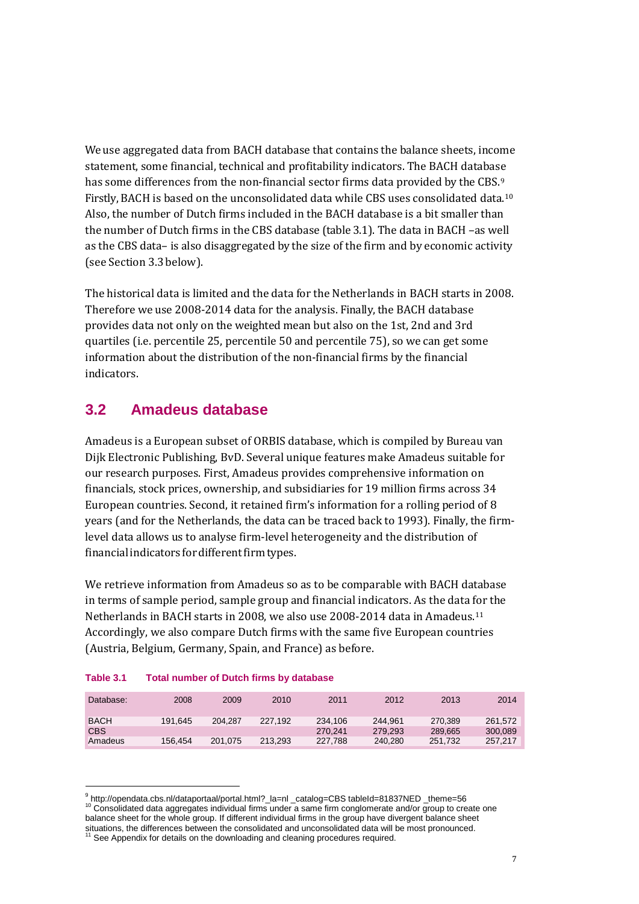We use aggregated data from BACH database that contains the balance sheets, income statement, some financial, technical and profitability indicators. The BACH database has some differences from the non-financial sector firms data provided by the CBS.[9] Firstly, BACH is based on the unconsolidated data while CBS uses consolidated data.[10] Also, the number of Dutch firms included in the BACH database is a bit smaller than the number of Dutch firms in the CBS database (table 3.1). The data in BACH –as well as the CBS data– is also disaggregated by the size of the firm and by economic activity (see Section 3.3 below).

The historical data is limited and the data for the Netherlands in BACH starts in 2008. Therefore we use 2008-2014 data for the analysis. Finally, the BACH database provides data not only on the weighted mean but also on the 1st, 2nd and 3rd quartiles (i.e. percentile 25, percentile 50 and percentile 75), so we can get some information about the distribution of the non-financial firms by the financial indicators.

## 3.2 Amadeus database

Amadeus is a European subset of ORBIS database, which is compiled by Bureau van Dijk Electronic Publishing, BvD. Several unique features make Amadeus suitable for our research purposes. First, Amadeus provides comprehensive information on financials, stock prices, ownership, and subsidiaries for 19 million firms across 34 European countries. Second, it retained firm's information for a rolling period of 8 years (and for the Netherlands, the data can be traced back to 1993). Finally, the firm-level data allows us to analyse firm-level heterogeneity and the distribution of financial indicators for different firm types.

We retrieve information from Amadeus so as to be comparable with BACH database in terms of sample period, sample group and financial indicators. As the data for the Netherlands in BACH starts in 2008, we also use 2008-2014 data in Amadeus.[11] Accordingly, we also compare Dutch firms with the same five European countries (Austria, Belgium, Germany, Spain, and France) as before.

**Table 3.1 Total number of Dutch firms by database**

| Database: | 2008 | 2009 | 2010 | 2011 | 2012 | 2013 | 2014 |
|---|---|---|---|---|---|---|---|
| BACH | 191,645 | 204,287 | 227,192 | 234,106 | 244,961 | 270,389 | 261,572 |
| CBS | | | | 270,241 | 279,293 | 289,665 | 300,089 |
| Amadeus | 156,454 | 201,075 | 213,293 | 227,788 | 240,280 | 251,732 | 257,217 |

---

[9] http://opendata.cbs.nl/dataportaal/portal.html?_la=nl _catalog=CBS tableId=81837NED _theme=56

[10] Consolidated data aggregates individual firms under a same firm conglomerate and/or group to create one balance sheet for the whole group. If different individual firms in the group have divergent balance sheet situations, the differences between the consolidated and unconsolidated data will be most pronounced.

[11] See Appendix for details on the downloading and cleaning procedures required.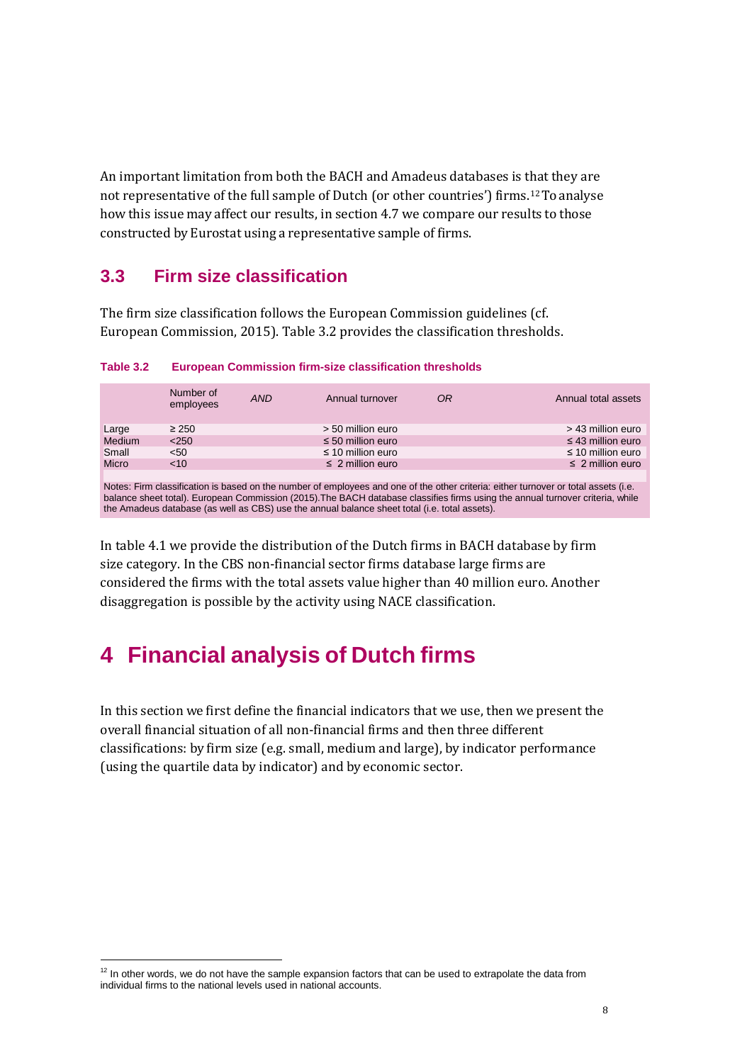An important limitation from both the BACH and Amadeus databases is that they are not representative of the full sample of Dutch (or other countries') firms.[12] To analyse how this issue may affect our results, in section 4.7 we compare our results to those constructed by Eurostat using a representative sample of firms.

## 3.3 Firm size classification

The firm size classification follows the European Commission guidelines (cf. European Commission, 2015). Table 3.2 provides the classification thresholds.

**Table 3.2 European Commission firm-size classification thresholds**

| | Number of employees | *AND* | Annual turnover | *OR* | Annual total assets |
|---|---|---|---|---|---|
| Large | ≥ 250 | | > 50 million euro | | > 43 million euro |
| Medium | <250 | | ≤ 50 million euro | | ≤ 43 million euro |
| Small | <50 | | ≤ 10 million euro | | ≤ 10 million euro |
| Micro | <10 | | ≤ 2 million euro | | ≤ 2 million euro |

Notes: Firm classification is based on the number of employees and one of the other criteria: either turnover or total assets (i.e. balance sheet total). European Commission (2015).The BACH database classifies firms using the annual turnover criteria, while the Amadeus database (as well as CBS) use the annual balance sheet total (i.e. total assets).

In table 4.1 we provide the distribution of the Dutch firms in BACH database by firm size category. In the CBS non-financial sector firms database large firms are considered the firms with the total assets value higher than 40 million euro. Another disaggregation is possible by the activity using NACE classification.

# 4 Financial analysis of Dutch firms

In this section we first define the financial indicators that we use, then we present the overall financial situation of all non-financial firms and then three different classifications: by firm size (e.g. small, medium and large), by indicator performance (using the quartile data by indicator) and by economic sector.

[12] In other words, we do not have the sample expansion factors that can be used to extrapolate the data from individual firms to the national levels used in national accounts.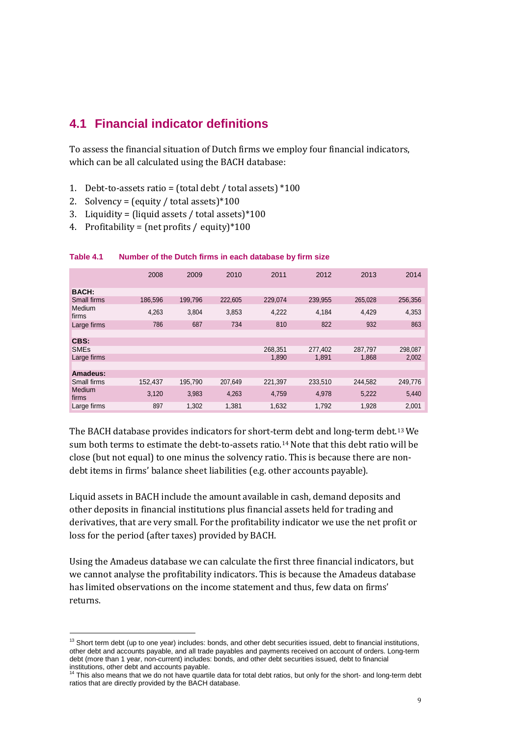## 4.1 Financial indicator definitions

To assess the financial situation of Dutch firms we employ four financial indicators, which can be all calculated using the BACH database:

1. Debt-to-assets ratio = (total debt / total assets) *100
2. Solvency = (equity / total assets)*100
3. Liquidity = (liquid assets / total assets)*100
4. Profitability = (net profits / equity)*100

**Table 4.1 Number of the Dutch firms in each database by firm size**

| | 2008 | 2009 | 2010 | 2011 | 2012 | 2013 | 2014 |
|---|---|---|---|---|---|---|---|
| **BACH:** | | | | | | | |
| Small firms | 186,596 | 199,796 | 222,605 | 229,074 | 239,955 | 265,028 | 256,356 |
| Medium firms | 4,263 | 3,804 | 3,853 | 4,222 | 4,184 | 4,429 | 4,353 |
| Large firms | 786 | 687 | 734 | 810 | 822 | 932 | 863 |
| **CBS:** | | | | | | | |
| SMEs | | | | 268,351 | 277,402 | 287,797 | 298,087 |
| Large firms | | | | 1,890 | 1,891 | 1,868 | 2,002 |
| **Amadeus:** | | | | | | | |
| Small firms | 152,437 | 195,790 | 207,649 | 221,397 | 233,510 | 244,582 | 249,776 |
| Medium firms | 3,120 | 3,983 | 4,263 | 4,759 | 4,978 | 5,222 | 5,440 |
| Large firms | 897 | 1,302 | 1,381 | 1,632 | 1,792 | 1,928 | 2,001 |

The BACH database provides indicators for short-term debt and long-term debt.[13] We sum both terms to estimate the debt-to-assets ratio.[14] Note that this debt ratio will be close (but not equal) to one minus the solvency ratio. This is because there are non-debt items in firms' balance sheet liabilities (e.g. other accounts payable).

Liquid assets in BACH include the amount available in cash, demand deposits and other deposits in financial institutions plus financial assets held for trading and derivatives, that are very small. For the profitability indicator we use the net profit or loss for the period (after taxes) provided by BACH.

Using the Amadeus database we can calculate the first three financial indicators, but we cannot analyse the profitability indicators. This is because the Amadeus database has limited observations on the income statement and thus, few data on firms' returns.

---

[13] Short term debt (up to one year) includes: bonds, and other debt securities issued, debt to financial institutions, other debt and accounts payable, and all trade payables and payments received on account of orders. Long-term debt (more than 1 year, non-current) includes: bonds, and other debt securities issued, debt to financial institutions, other debt and accounts payable.

[14] This also means that we do not have quartile data for total debt ratios, but only for the short- and long-term debt ratios that are directly provided by the BACH database.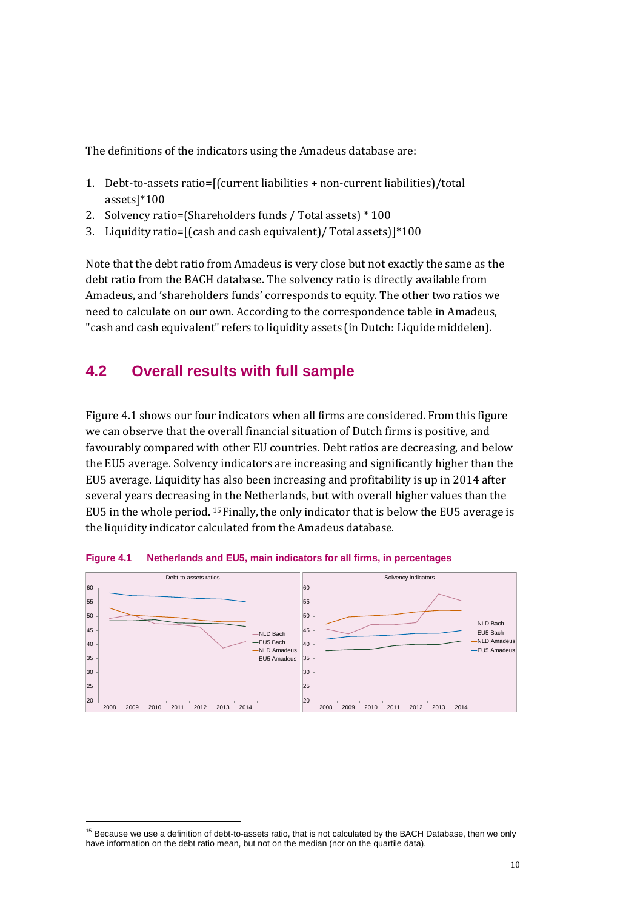The definitions of the indicators using the Amadeus database are:

1. Debt-to-assets ratio=[(current liabilities + non-current liabilities)/total assets]*100
2. Solvency ratio=(Shareholders funds / Total assets) * 100
3. Liquidity ratio=[(cash and cash equivalent)/ Total assets)]*100

Note that the debt ratio from Amadeus is very close but not exactly the same as the debt ratio from the BACH database. The solvency ratio is directly available from Amadeus, and 'shareholders funds' corresponds to equity. The other two ratios we need to calculate on our own. According to the correspondence table in Amadeus, "cash and cash equivalent" refers to liquidity assets (in Dutch: Liquide middelen).

## 4.2 Overall results with full sample

Figure 4.1 shows our four indicators when all firms are considered. From this figure we can observe that the overall financial situation of Dutch firms is positive, and favourably compared with other EU countries. Debt ratios are decreasing, and below the EU5 average. Solvency indicators are increasing and significantly higher than the EU5 average. Liquidity has also been increasing and profitability is up in 2014 after several years decreasing in the Netherlands, but with overall higher values than the EU5 in the whole period. [15] Finally, the only indicator that is below the EU5 average is the liquidity indicator calculated from the Amadeus database.

**Figure 4.1 Netherlands and EU5, main indicators for all firms, in percentages**

[15] Because we use a definition of debt-to-assets ratio, that is not calculated by the BACH Database, then we only have information on the debt ratio mean, but not on the median (nor on the quartile data).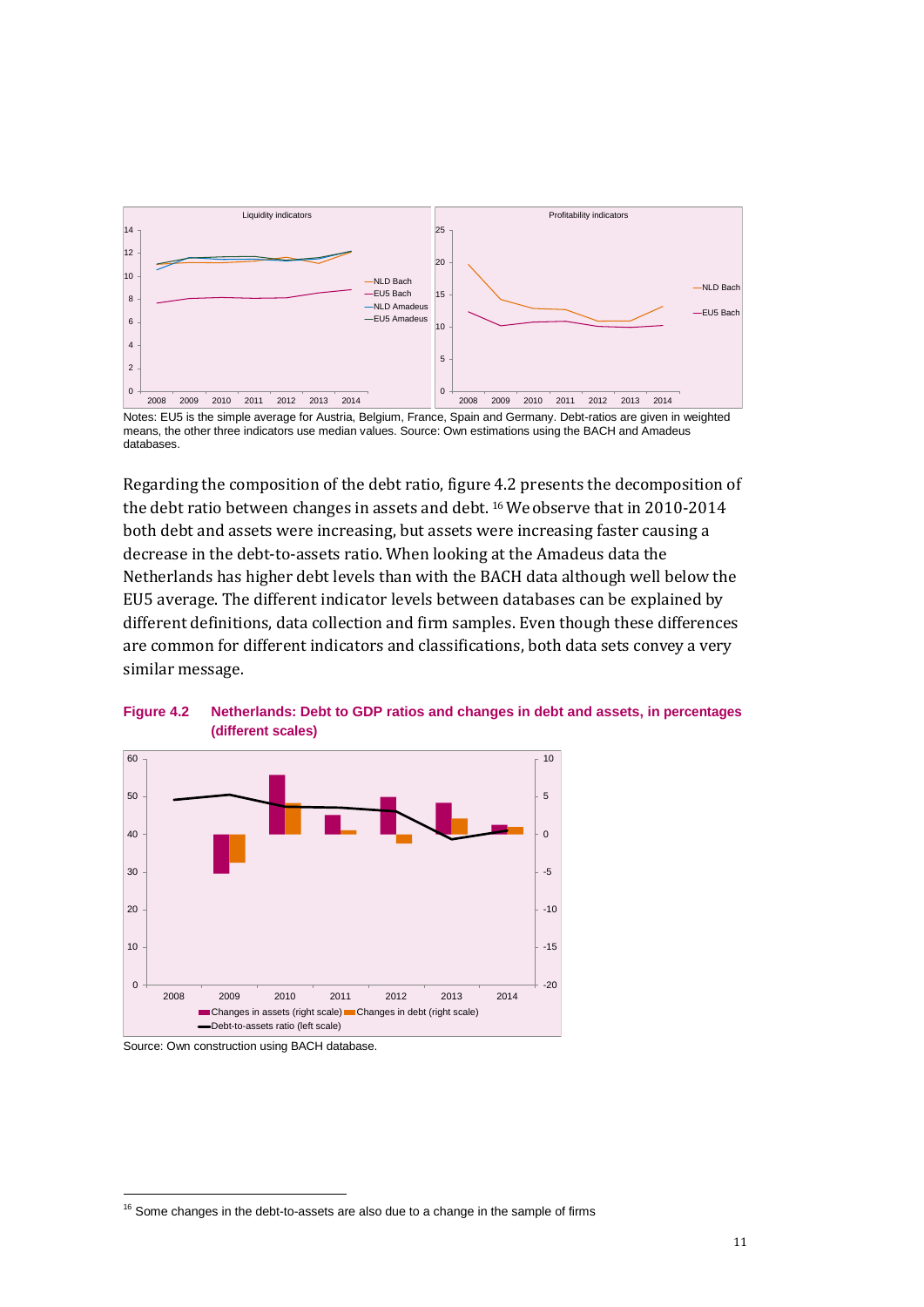Notes: EU5 is the simple average for Austria, Belgium, France, Spain and Germany. Debt-ratios are given in weighted means, the other three indicators use median values. Source: Own estimations using the BACH and Amadeus databases.

Regarding the composition of the debt ratio, figure 4.2 presents the decomposition of the debt ratio between changes in assets and debt. [16] We observe that in 2010-2014 both debt and assets were increasing, but assets were increasing faster causing a decrease in the debt-to-assets ratio. When looking at the Amadeus data the Netherlands has higher debt levels than with the BACH data although well below the EU5 average. The different indicator levels between databases can be explained by different definitions, data collection and firm samples. Even though these differences are common for different indicators and classifications, both data sets convey a very similar message.

**Figure 4.2 Netherlands: Debt to GDP ratios and changes in debt and assets, in percentages (different scales)**

Source: Own construction using BACH database.

[16] Some changes in the debt-to-assets are also due to a change in the sample of firms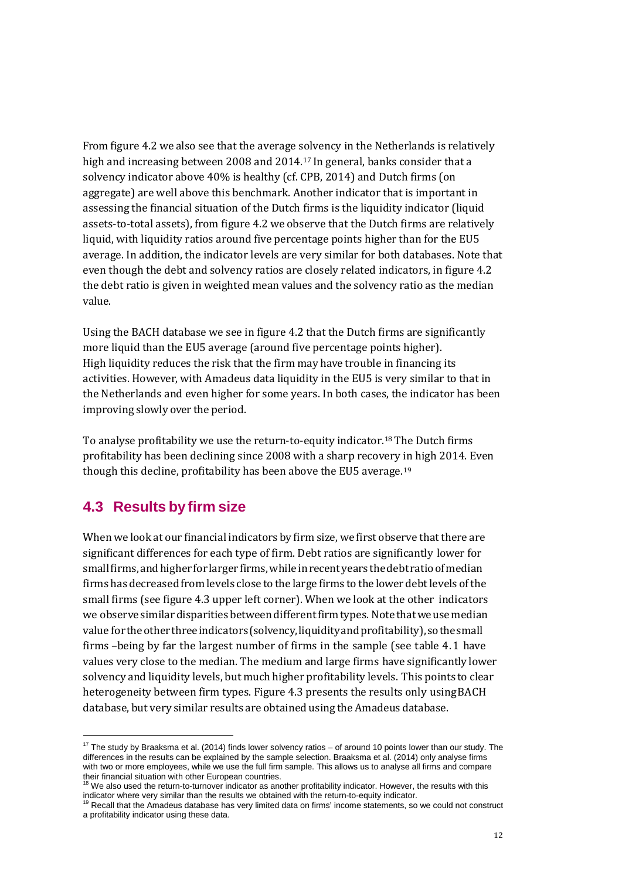From figure 4.2 we also see that the average solvency in the Netherlands is relatively high and increasing between 2008 and 2014.[17] In general, banks consider that a solvency indicator above 40% is healthy (cf. CPB, 2014) and Dutch firms (on aggregate) are well above this benchmark. Another indicator that is important in assessing the financial situation of the Dutch firms is the liquidity indicator (liquid assets-to-total assets), from figure 4.2 we observe that the Dutch firms are relatively liquid, with liquidity ratios around five percentage points higher than for the EU5 average. In addition, the indicator levels are very similar for both databases. Note that even though the debt and solvency ratios are closely related indicators, in figure 4.2 the debt ratio is given in weighted mean values and the solvency ratio as the median value.

Using the BACH database we see in figure 4.2 that the Dutch firms are significantly more liquid than the EU5 average (around five percentage points higher). High liquidity reduces the risk that the firm may have trouble in financing its activities. However, with Amadeus data liquidity in the EU5 is very similar to that in the Netherlands and even higher for some years. In both cases, the indicator has been improving slowly over the period.

To analyse profitability we use the return-to-equity indicator.[18] The Dutch firms profitability has been declining since 2008 with a sharp recovery in high 2014. Even though this decline, profitability has been above the EU5 average.[19]

## 4.3 Results by firm size

When we look at our financial indicators by firm size, we first observe that there are significant differences for each type of firm. Debt ratios are significantly lower for small firms, and higher for larger firms, while in recent years the debt ratio of median firms has decreased from levels close to the large firms to the lower debt levels of the small firms (see figure 4.3 upper left corner). When we look at the other indicators we observe similar disparities between different firm types. Note that we use median value for the other three indicators (solvency, liquidity and profitability), so the small firms –being by far the largest number of firms in the sample (see table 4.1 have values very close to the median. The medium and large firms have significantly lower solvency and liquidity levels, but much higher profitability levels. This points to clear heterogeneity between firm types. Figure 4.3 presents the results only using BACH database, but very similar results are obtained using the Amadeus database.

[17] The study by Braaksma et al. (2014) finds lower solvency ratios – of around 10 points lower than our study. The differences in the results can be explained by the sample selection. Braaksma et al. (2014) only analyse firms with two or more employees, while we use the full firm sample. This allows us to analyse all firms and compare their financial situation with other European countries.

[18] We also used the return-to-turnover indicator as another profitability indicator. However, the results with this indicator where very similar than the results we obtained with the return-to-equity indicator.

[19] Recall that the Amadeus database has very limited data on firms' income statements, so we could not construct a profitability indicator using these data.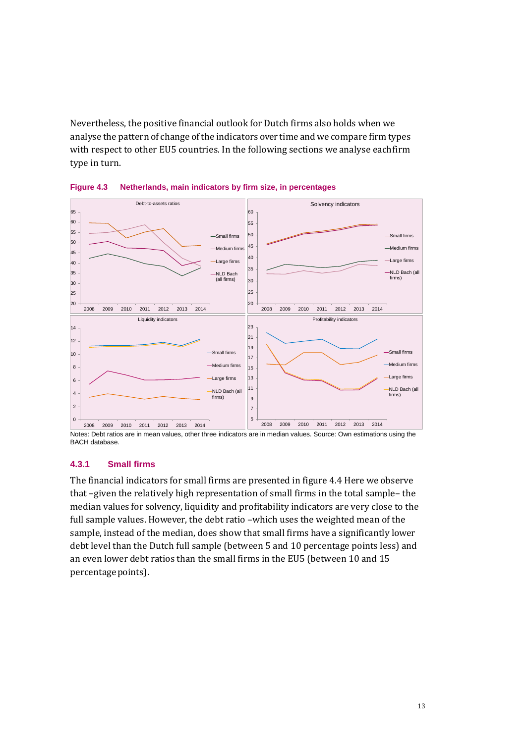Nevertheless, the positive financial outlook for Dutch firms also holds when we analyse the pattern of change of the indicators over time and we compare firm types with respect to other EU5 countries. In the following sections we analyse each firm type in turn.

**Figure 4.3 Netherlands, main indicators by firm size, in percentages**

Notes: Debt ratios are in mean values, other three indicators are in median values. Source: Own estimations using the BACH database.

### 4.3.1 Small firms

The financial indicators for small firms are presented in figure 4.4 Here we observe that –given the relatively high representation of small firms in the total sample– the median values for solvency, liquidity and profitability indicators are very close to the full sample values. However, the debt ratio –which uses the weighted mean of the sample, instead of the median, does show that small firms have a significantly lower debt level than the Dutch full sample (between 5 and 10 percentage points less) and an even lower debt ratios than the small firms in the EU5 (between 10 and 15 percentage points).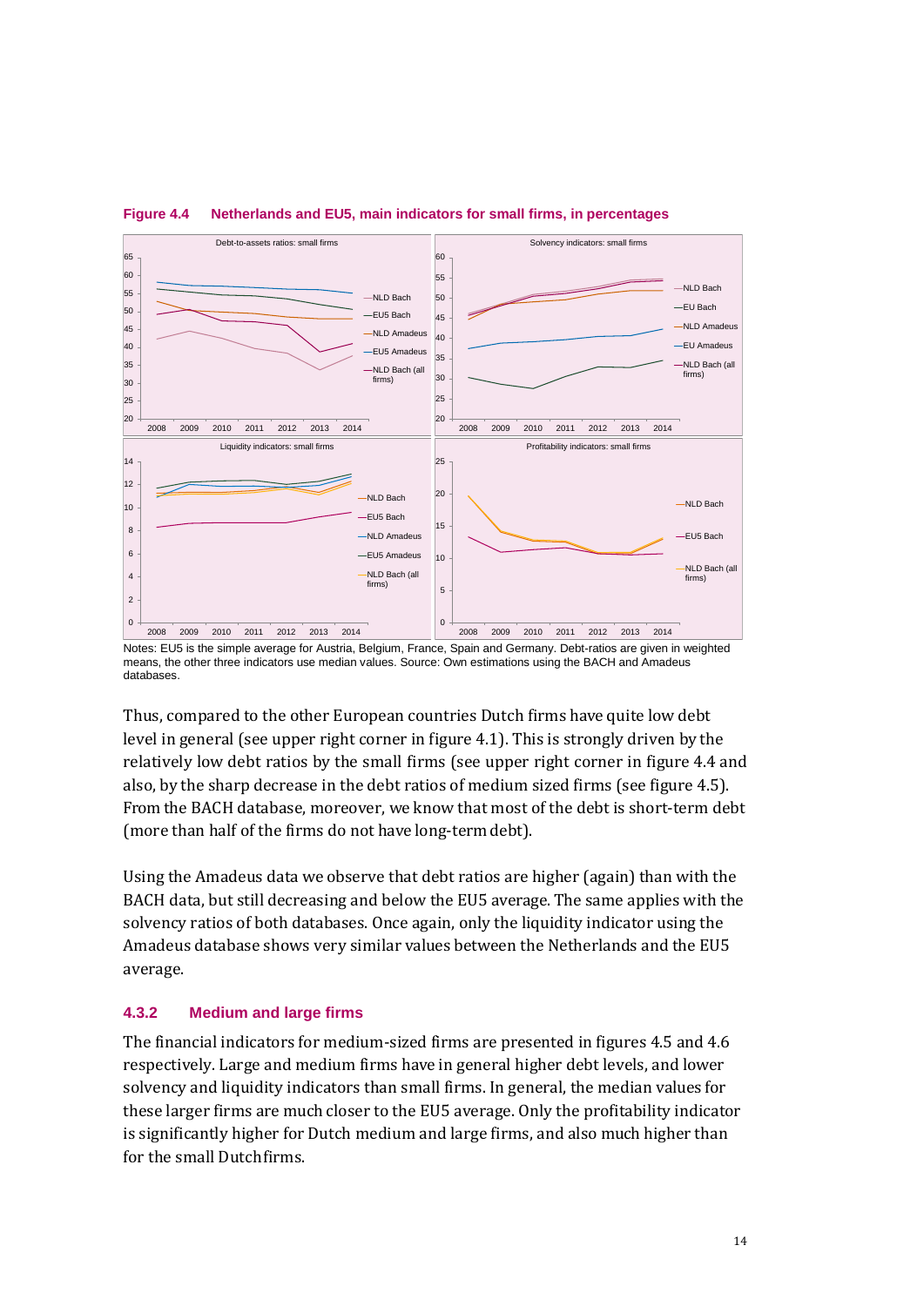**Figure 4.4 Netherlands and EU5, main indicators for small firms, in percentages**

Notes: EU5 is the simple average for Austria, Belgium, France, Spain and Germany. Debt-ratios are given in weighted means, the other three indicators use median values. Source: Own estimations using the BACH and Amadeus databases.

Thus, compared to the other European countries Dutch firms have quite low debt level in general (see upper right corner in figure 4.1). This is strongly driven by the relatively low debt ratios by the small firms (see upper right corner in figure 4.4 and also, by the sharp decrease in the debt ratios of medium sized firms (see figure 4.5). From the BACH database, moreover, we know that most of the debt is short-term debt (more than half of the firms do not have long-term debt).

Using the Amadeus data we observe that debt ratios are higher (again) than with the BACH data, but still decreasing and below the EU5 average. The same applies with the solvency ratios of both databases. Once again, only the liquidity indicator using the Amadeus database shows very similar values between the Netherlands and the EU5 average.

### 4.3.2 Medium and large firms

The financial indicators for medium-sized firms are presented in figures 4.5 and 4.6 respectively. Large and medium firms have in general higher debt levels, and lower solvency and liquidity indicators than small firms. In general, the median values for these larger firms are much closer to the EU5 average. Only the profitability indicator is significantly higher for Dutch medium and large firms, and also much higher than for the small Dutch firms.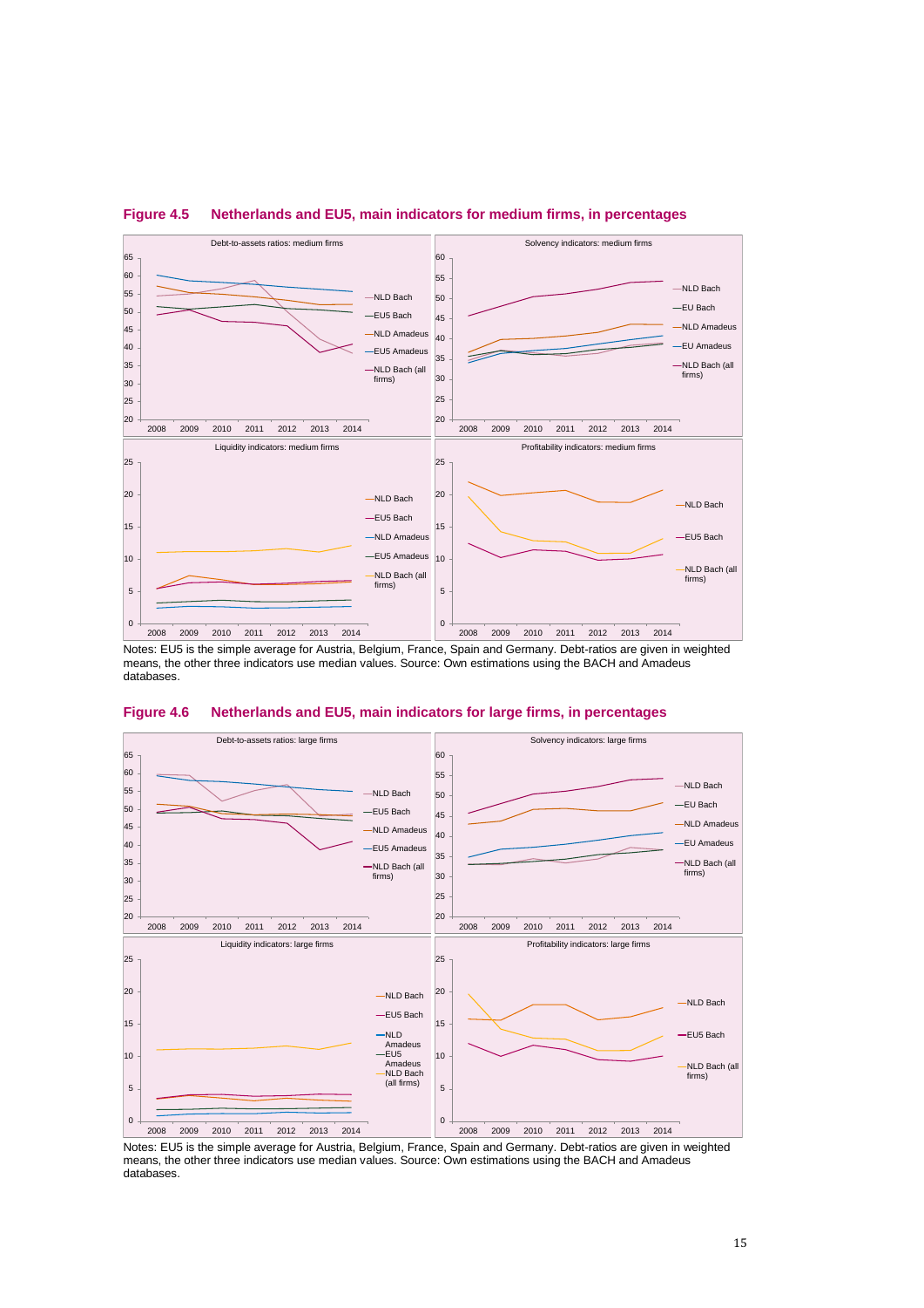**Figure 4.5 Netherlands and EU5, main indicators for medium firms, in percentages**

Notes: EU5 is the simple average for Austria, Belgium, France, Spain and Germany. Debt-ratios are given in weighted means, the other three indicators use median values. Source: Own estimations using the BACH and Amadeus databases.

**Figure 4.6 Netherlands and EU5, main indicators for large firms, in percentages**

Notes: EU5 is the simple average for Austria, Belgium, France, Spain and Germany. Debt-ratios are given in weighted means, the other three indicators use median values. Source: Own estimations using the BACH and Amadeus databases.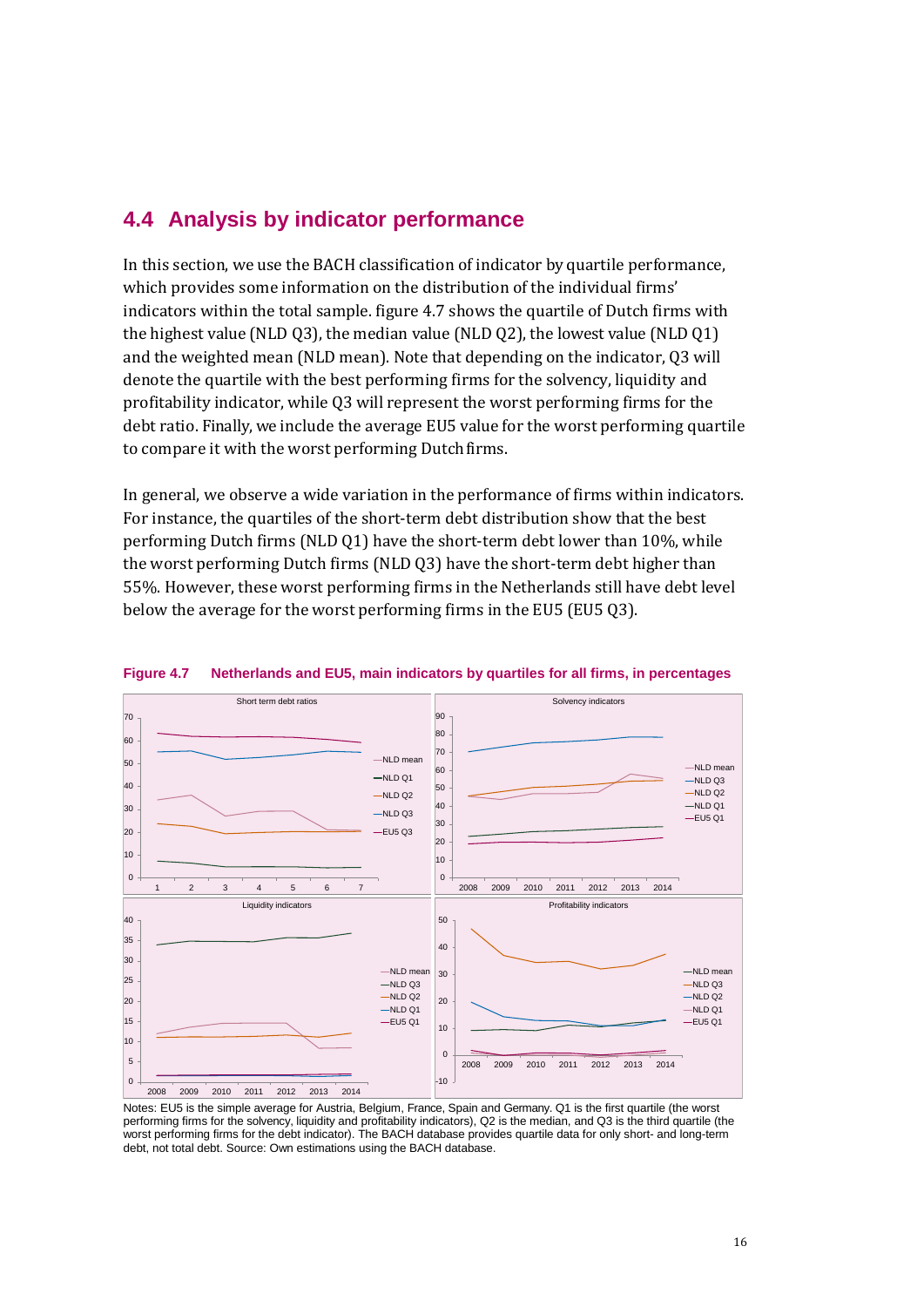## 4.4 Analysis by indicator performance

In this section, we use the BACH classification of indicator by quartile performance, which provides some information on the distribution of the individual firms' indicators within the total sample. figure 4.7 shows the quartile of Dutch firms with the highest value (NLD Q3), the median value (NLD Q2), the lowest value (NLD Q1) and the weighted mean (NLD mean). Note that depending on the indicator, Q3 will denote the quartile with the best performing firms for the solvency, liquidity and profitability indicator, while Q3 will represent the worst performing firms for the debt ratio. Finally, we include the average EU5 value for the worst performing quartile to compare it with the worst performing Dutch firms.

In general, we observe a wide variation in the performance of firms within indicators. For instance, the quartiles of the short-term debt distribution show that the best performing Dutch firms (NLD Q1) have the short-term debt lower than 10%, while the worst performing Dutch firms (NLD Q3) have the short-term debt higher than 55%. However, these worst performing firms in the Netherlands still have debt level below the average for the worst performing firms in the EU5 (EU5 Q3).

**Figure 4.7 Netherlands and EU5, main indicators by quartiles for all firms, in percentages**

Notes: EU5 is the simple average for Austria, Belgium, France, Spain and Germany. Q1 is the first quartile (the worst performing firms for the solvency, liquidity and profitability indicators), Q2 is the median, and Q3 is the third quartile (the worst performing firms for the debt indicator). The BACH database provides quartile data for only short- and long-term debt, not total debt. Source: Own estimations using the BACH database.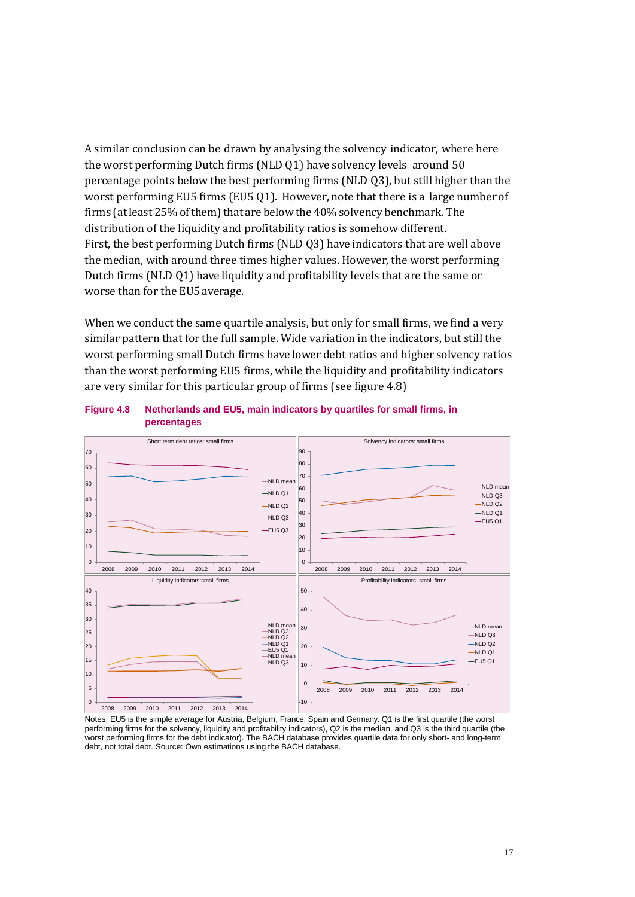A similar conclusion can be drawn by analysing the solvency indicator, where here the worst performing Dutch firms (NLD Q1) have solvency levels around 50 percentage points below the best performing firms (NLD Q3), but still higher than the worst performing EU5 firms (EU5 Q1). However, note that there is a large number of firms (at least 25% of them) that are below the 40% solvency benchmark. The distribution of the liquidity and profitability ratios is somehow different. First, the best performing Dutch firms (NLD Q3) have indicators that are well above the median, with around three times higher values. However, the worst performing Dutch firms (NLD Q1) have liquidity and profitability levels that are the same or worse than for the EU5 average.

When we conduct the same quartile analysis, but only for small firms, we find a very similar pattern that for the full sample. Wide variation in the indicators, but still the worst performing small Dutch firms have lower debt ratios and higher solvency ratios than the worst performing EU5 firms, while the liquidity and profitability indicators are very similar for this particular group of firms (see figure 4.8)

**Figure 4.8 Netherlands and EU5, main indicators by quartiles for small firms, in percentages**

Notes: EU5 is the simple average for Austria, Belgium, France, Spain and Germany. Q1 is the first quartile (the worst performing firms for the solvency, liquidity and profitability indicators), Q2 is the median, and Q3 is the third quartile (the worst performing firms for the debt indicator). The BACH database provides quartile data for only short- and long-term debt, not total debt. Source: Own estimations using the BACH database.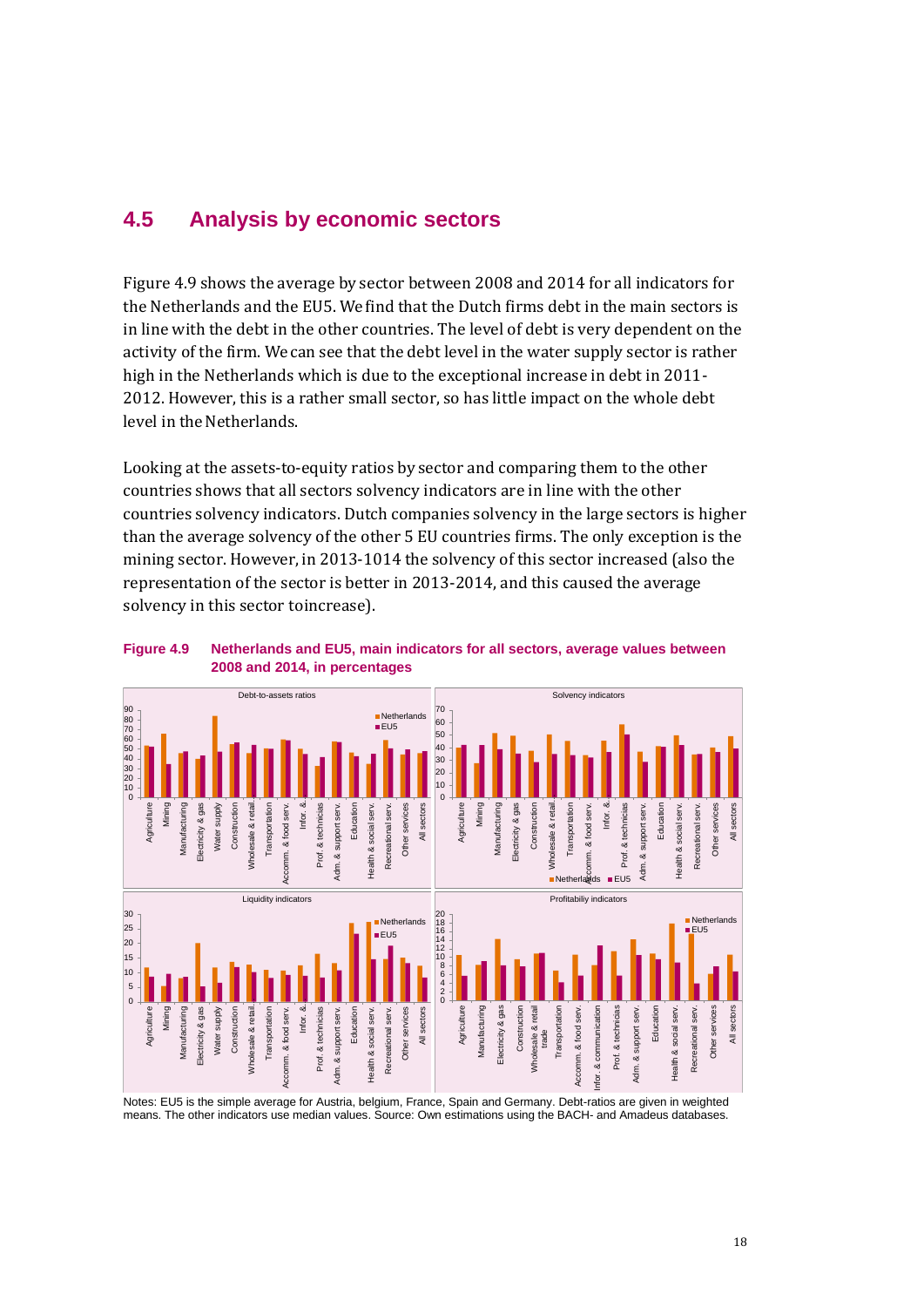## 4.5 Analysis by economic sectors

Figure 4.9 shows the average by sector between 2008 and 2014 for all indicators for the Netherlands and the EU5. We find that the Dutch firms debt in the main sectors is in line with the debt in the other countries. The level of debt is very dependent on the activity of the firm. We can see that the debt level in the water supply sector is rather high in the Netherlands which is due to the exceptional increase in debt in 2011-2012. However, this is a rather small sector, so has little impact on the whole debt level in the Netherlands.

Looking at the assets-to-equity ratios by sector and comparing them to the other countries shows that all sectors solvency indicators are in line with the other countries solvency indicators. Dutch companies solvency in the large sectors is higher than the average solvency of the other 5 EU countries firms. The only exception is the mining sector. However, in 2013-1014 the solvency of this sector increased (also the representation of the sector is better in 2013-2014, and this caused the average solvency in this sector toincrease).

**Figure 4.9 Netherlands and EU5, main indicators for all sectors, average values between 2008 and 2014, in percentages**

Notes: EU5 is the simple average for Austria, belgium, France, Spain and Germany. Debt-ratios are given in weighted means. The other indicators use median values. Source: Own estimations using the BACH- and Amadeus databases.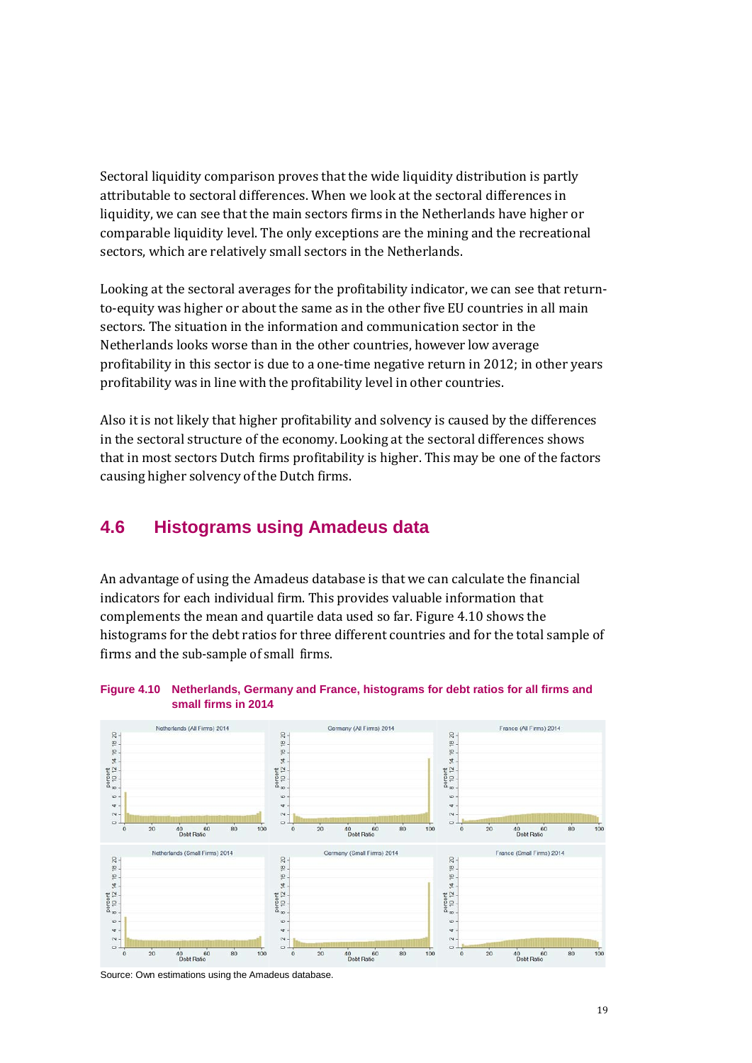Sectoral liquidity comparison proves that the wide liquidity distribution is partly attributable to sectoral differences. When we look at the sectoral differences in liquidity, we can see that the main sectors firms in the Netherlands have higher or comparable liquidity level. The only exceptions are the mining and the recreational sectors, which are relatively small sectors in the Netherlands.

Looking at the sectoral averages for the profitability indicator, we can see that return-to-equity was higher or about the same as in the other five EU countries in all main sectors. The situation in the information and communication sector in the Netherlands looks worse than in the other countries, however low average profitability in this sector is due to a one-time negative return in 2012; in other years profitability was in line with the profitability level in other countries.

Also it is not likely that higher profitability and solvency is caused by the differences in the sectoral structure of the economy. Looking at the sectoral differences shows that in most sectors Dutch firms profitability is higher. This may be one of the factors causing higher solvency of the Dutch firms.

## 4.6 Histograms using Amadeus data

An advantage of using the Amadeus database is that we can calculate the financial indicators for each individual firm. This provides valuable information that complements the mean and quartile data used so far. Figure 4.10 shows the histograms for the debt ratios for three different countries and for the total sample of firms and the sub-sample of small firms.

**Figure 4.10 Netherlands, Germany and France, histograms for debt ratios for all firms and small firms in 2014**

Source: Own estimations using the Amadeus database.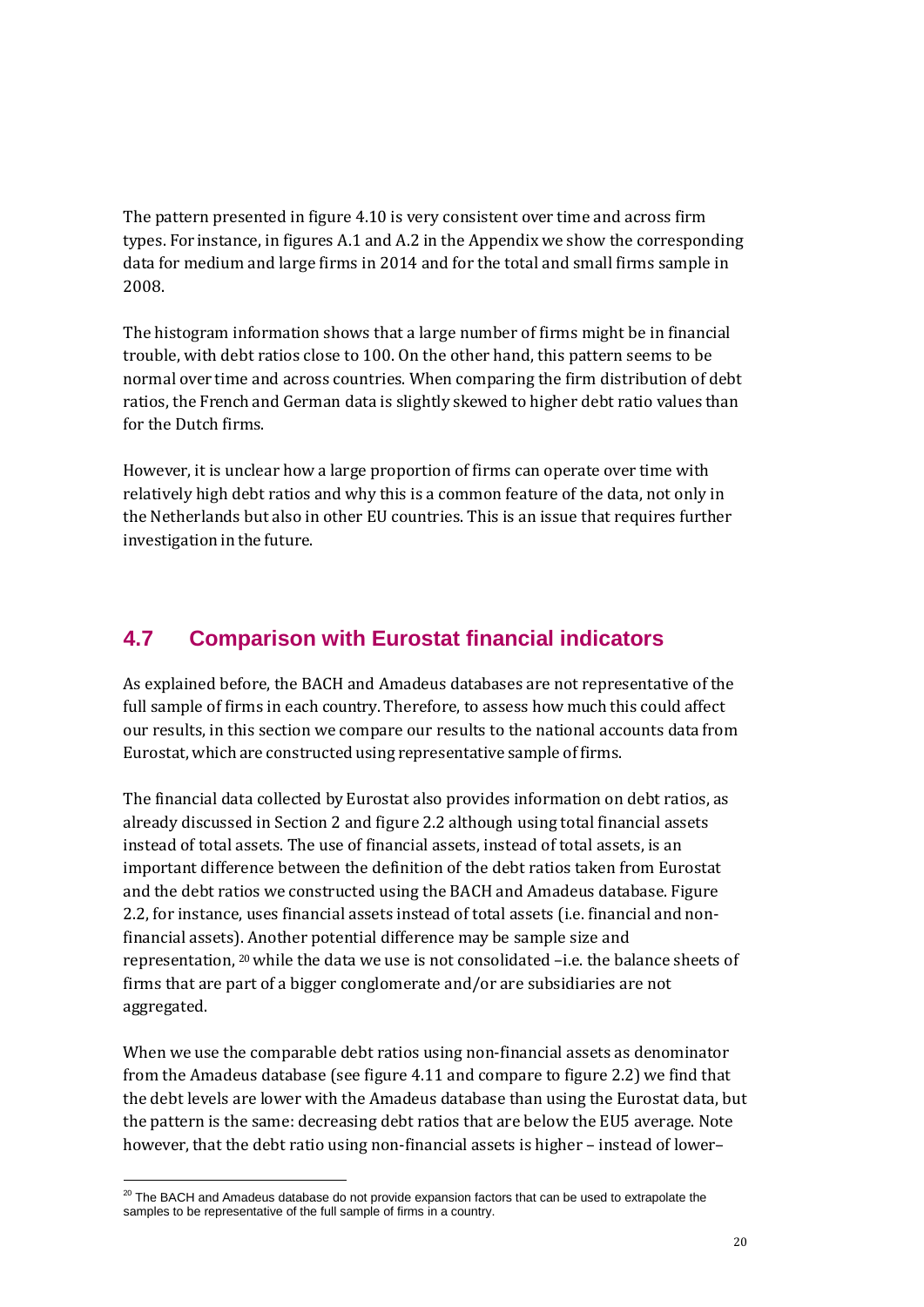The pattern presented in figure 4.10 is very consistent over time and across firm types. For instance, in figures A.1 and A.2 in the Appendix we show the corresponding data for medium and large firms in 2014 and for the total and small firms sample in 2008.

The histogram information shows that a large number of firms might be in financial trouble, with debt ratios close to 100. On the other hand, this pattern seems to be normal over time and across countries. When comparing the firm distribution of debt ratios, the French and German data is slightly skewed to higher debt ratio values than for the Dutch firms.

However, it is unclear how a large proportion of firms can operate over time with relatively high debt ratios and why this is a common feature of the data, not only in the Netherlands but also in other EU countries. This is an issue that requires further investigation in the future.

## 4.7 Comparison with Eurostat financial indicators

As explained before, the BACH and Amadeus databases are not representative of the full sample of firms in each country. Therefore, to assess how much this could affect our results, in this section we compare our results to the national accounts data from Eurostat, which are constructed using representative sample of firms.

The financial data collected by Eurostat also provides information on debt ratios, as already discussed in Section 2 and figure 2.2 although using total financial assets instead of total assets. The use of financial assets, instead of total assets, is an important difference between the definition of the debt ratios taken from Eurostat and the debt ratios we constructed using the BACH and Amadeus database. Figure 2.2, for instance, uses financial assets instead of total assets (i.e. financial and non-financial assets). Another potential difference may be sample size and representation, [20] while the data we use is not consolidated –i.e. the balance sheets of firms that are part of a bigger conglomerate and/or are subsidiaries are not aggregated.

When we use the comparable debt ratios using non-financial assets as denominator from the Amadeus database (see figure 4.11 and compare to figure 2.2) we find that the debt levels are lower with the Amadeus database than using the Eurostat data, but the pattern is the same: decreasing debt ratios that are below the EU5 average. Note however, that the debt ratio using non-financial assets is higher – instead of lower–

[20] The BACH and Amadeus database do not provide expansion factors that can be used to extrapolate the samples to be representative of the full sample of firms in a country.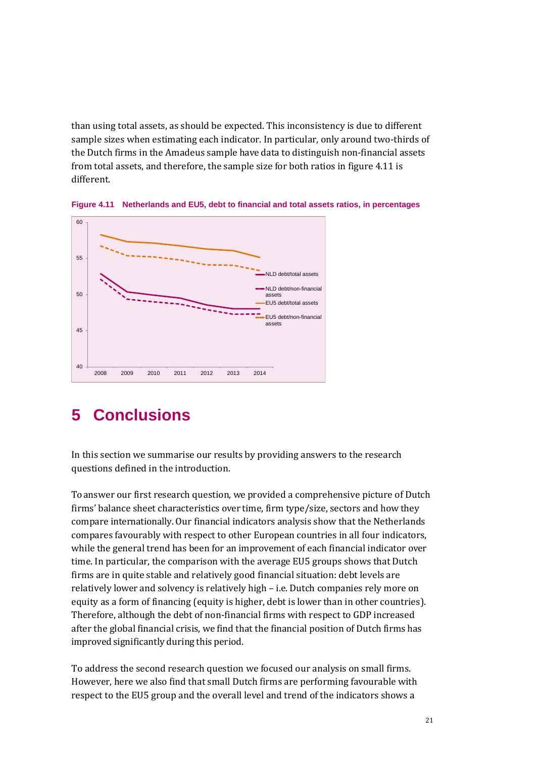than using total assets, as should be expected. This inconsistency is due to different sample sizes when estimating each indicator. In particular, only around two-thirds of the Dutch firms in the Amadeus sample have data to distinguish non-financial assets from total assets, and therefore, the sample size for both ratios in figure 4.11 is different.

**Figure 4.11 Netherlands and EU5, debt to financial and total assets ratios, in percentages**

# 5 Conclusions

In this section we summarise our results by providing answers to the research questions defined in the introduction.

To answer our first research question, we provided a comprehensive picture of Dutch firms' balance sheet characteristics over time, firm type/size, sectors and how they compare internationally. Our financial indicators analysis show that the Netherlands compares favourably with respect to other European countries in all four indicators, while the general trend has been for an improvement of each financial indicator over time. In particular, the comparison with the average EU5 groups shows that Dutch firms are in quite stable and relatively good financial situation: debt levels are relatively lower and solvency is relatively high – i.e. Dutch companies rely more on equity as a form of financing (equity is higher, debt is lower than in other countries). Therefore, although the debt of non-financial firms with respect to GDP increased after the global financial crisis, we find that the financial position of Dutch firms has improved significantly during this period.

To address the second research question we focused our analysis on small firms. However, here we also find that small Dutch firms are performing favourable with respect to the EU5 group and the overall level and trend of the indicators shows a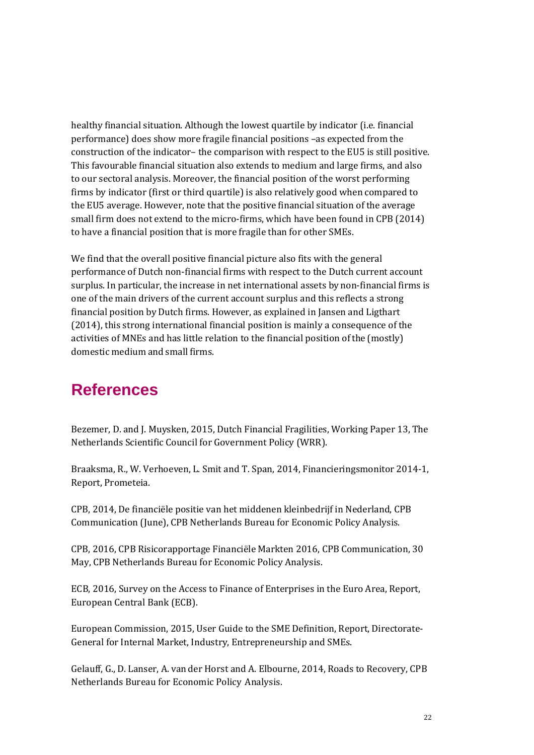healthy financial situation. Although the lowest quartile by indicator (i.e. financial performance) does show more fragile financial positions –as expected from the construction of the indicator– the comparison with respect to the EU5 is still positive. This favourable financial situation also extends to medium and large firms, and also to our sectoral analysis. Moreover, the financial position of the worst performing firms by indicator (first or third quartile) is also relatively good when compared to the EU5 average. However, note that the positive financial situation of the average small firm does not extend to the micro-firms, which have been found in CPB (2014) to have a financial position that is more fragile than for other SMEs.

We find that the overall positive financial picture also fits with the general performance of Dutch non-financial firms with respect to the Dutch current account surplus. In particular, the increase in net international assets by non-financial firms is one of the main drivers of the current account surplus and this reflects a strong financial position by Dutch firms. However, as explained in Jansen and Ligthart (2014), this strong international financial position is mainly a consequence of the activities of MNEs and has little relation to the financial position of the (mostly) domestic medium and small firms.

# References

Bezemer, D. and J. Muysken, 2015, Dutch Financial Fragilities, Working Paper 13, The Netherlands Scientific Council for Government Policy (WRR).

Braaksma, R., W. Verhoeven, L. Smit and T. Span, 2014, Financieringsmonitor 2014-1, Report, Prometeia.

CPB, 2014, De financiële positie van het middenen kleinbedrijf in Nederland, CPB Communication (June), CPB Netherlands Bureau for Economic Policy Analysis.

CPB, 2016, CPB Risicorapportage Financiële Markten 2016, CPB Communication, 30 May, CPB Netherlands Bureau for Economic Policy Analysis.

ECB, 2016, Survey on the Access to Finance of Enterprises in the Euro Area, Report, European Central Bank (ECB).

European Commission, 2015, User Guide to the SME Definition, Report, Directorate-General for Internal Market, Industry, Entrepreneurship and SMEs.

Gelauff, G., D. Lanser, A. van der Horst and A. Elbourne, 2014, Roads to Recovery, CPB Netherlands Bureau for Economic Policy Analysis.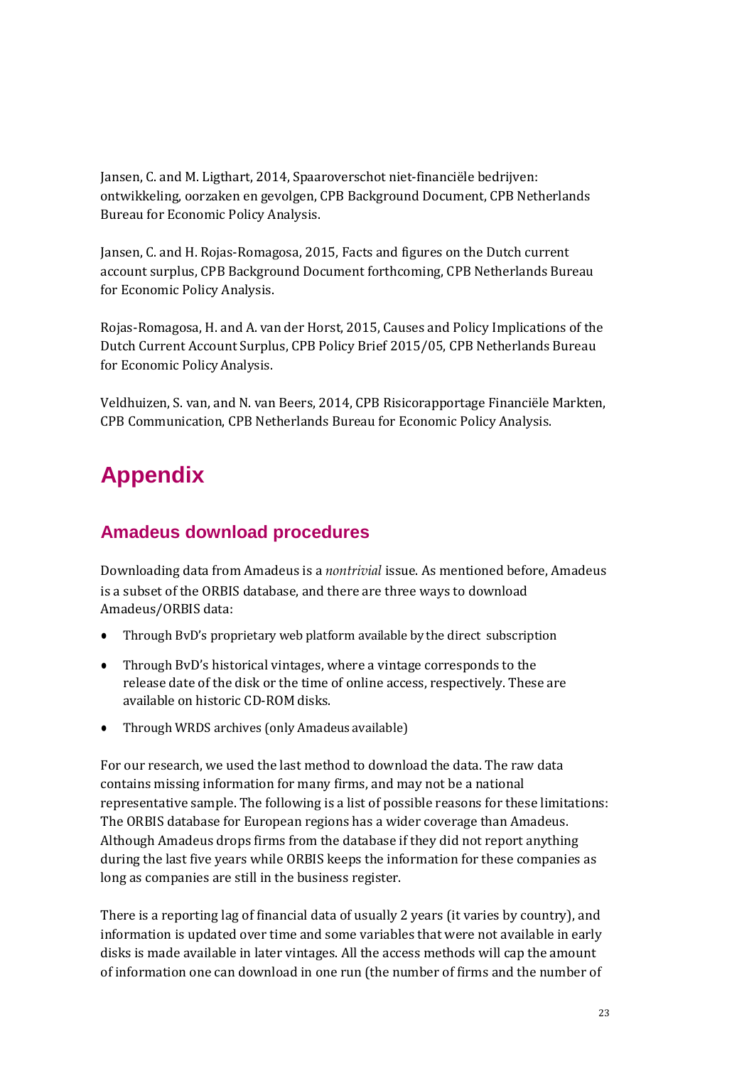Jansen, C. and M. Ligthart, 2014, Spaaroverschot niet-financiële bedrijven: ontwikkeling, oorzaken en gevolgen, CPB Background Document, CPB Netherlands Bureau for Economic Policy Analysis.

Jansen, C. and H. Rojas-Romagosa, 2015, Facts and figures on the Dutch current account surplus, CPB Background Document forthcoming, CPB Netherlands Bureau for Economic Policy Analysis.

Rojas-Romagosa, H. and A. van der Horst, 2015, Causes and Policy Implications of the Dutch Current Account Surplus, CPB Policy Brief 2015/05, CPB Netherlands Bureau for Economic Policy Analysis.

Veldhuizen, S. van, and N. van Beers, 2014, CPB Risicorapportage Financiële Markten, CPB Communication, CPB Netherlands Bureau for Economic Policy Analysis.

# Appendix

## Amadeus download procedures

Downloading data from Amadeus is a *nontrivial* issue. As mentioned before, Amadeus is a subset of the ORBIS database, and there are three ways to download Amadeus/ORBIS data:

- Through BvD's proprietary web platform available by the direct subscription
- Through BvD's historical vintages, where a vintage corresponds to the release date of the disk or the time of online access, respectively. These are available on historic CD-ROM disks.
- Through WRDS archives (only Amadeus available)

For our research, we used the last method to download the data. The raw data contains missing information for many firms, and may not be a national representative sample. The following is a list of possible reasons for these limitations: The ORBIS database for European regions has a wider coverage than Amadeus. Although Amadeus drops firms from the database if they did not report anything during the last five years while ORBIS keeps the information for these companies as long as companies are still in the business register.

There is a reporting lag of financial data of usually 2 years (it varies by country), and information is updated over time and some variables that were not available in early disks is made available in later vintages. All the access methods will cap the amount of information one can download in one run (the number of firms and the number of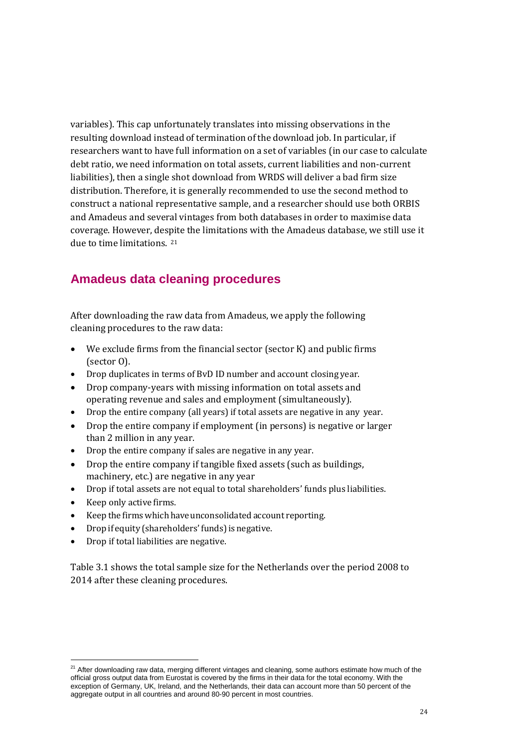variables). This cap unfortunately translates into missing observations in the resulting download instead of termination of the download job. In particular, if researchers want to have full information on a set of variables (in our case to calculate debt ratio, we need information on total assets, current liabilities and non-current liabilities), then a single shot download from WRDS will deliver a bad firm size distribution. Therefore, it is generally recommended to use the second method to construct a national representative sample, and a researcher should use both ORBIS and Amadeus and several vintages from both databases in order to maximise data coverage. However, despite the limitations with the Amadeus database, we still use it due to time limitations. [21]

## Amadeus data cleaning procedures

After downloading the raw data from Amadeus, we apply the following cleaning procedures to the raw data:

- We exclude firms from the financial sector (sector K) and public firms (sector O).
- Drop duplicates in terms of BvD ID number and account closing year.
- Drop company-years with missing information on total assets and operating revenue and sales and employment (simultaneously).
- Drop the entire company (all years) if total assets are negative in any year.
- Drop the entire company if employment (in persons) is negative or larger than 2 million in any year.
- Drop the entire company if sales are negative in any year.
- Drop the entire company if tangible fixed assets (such as buildings, machinery, etc.) are negative in any year
- Drop if total assets are not equal to total shareholders' funds plus liabilities.
- Keep only active firms.
- Keep the firms which have unconsolidated account reporting.
- Drop if equity (shareholders' funds) is negative.
- Drop if total liabilities are negative.

Table 3.1 shows the total sample size for the Netherlands over the period 2008 to 2014 after these cleaning procedures.

[21] After downloading raw data, merging different vintages and cleaning, some authors estimate how much of the official gross output data from Eurostat is covered by the firms in their data for the total economy. With the exception of Germany, UK, Ireland, and the Netherlands, their data can account more than 50 percent of the aggregate output in all countries and around 80-90 percent in most countries.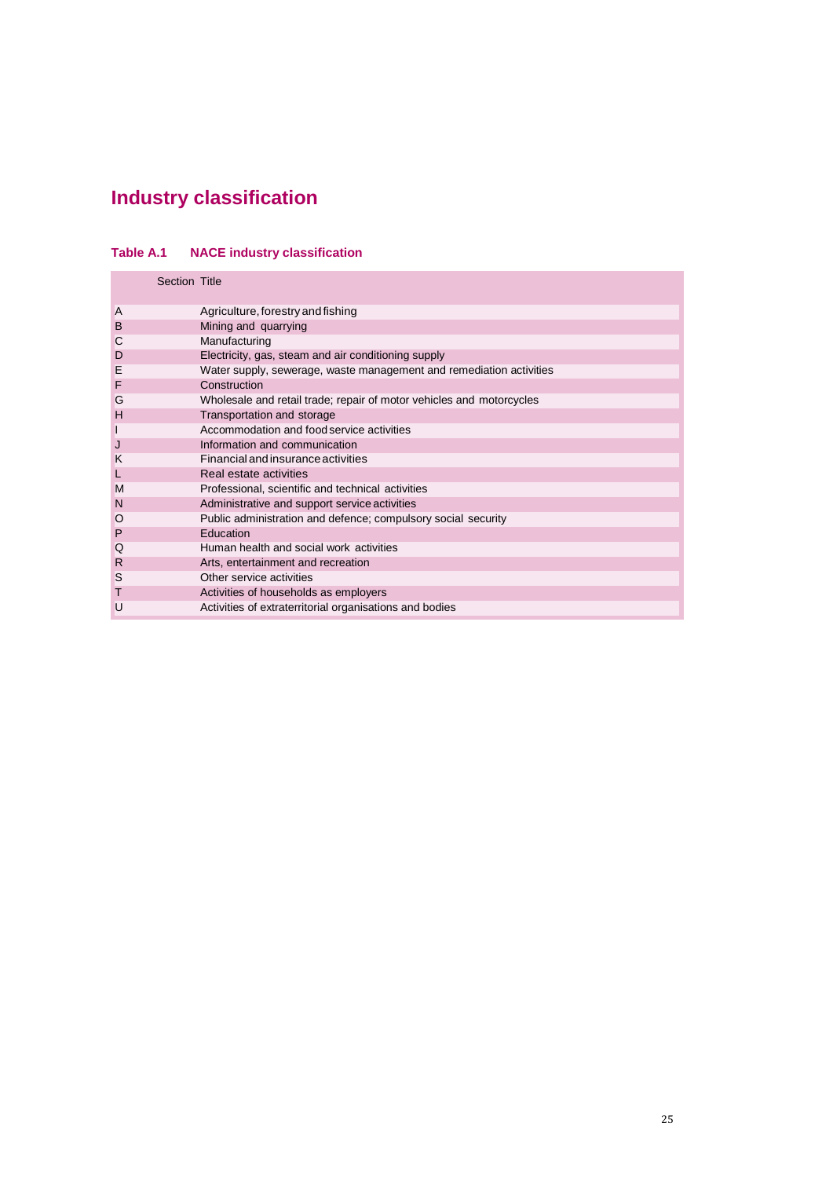# Industry classification

**Table A.1 NACE industry classification**

| Section | Title |
|---|---|
| A | Agriculture, forestry and fishing |
| B | Mining and quarrying |
| C | Manufacturing |
| D | Electricity, gas, steam and air conditioning supply |
| E | Water supply, sewerage, waste management and remediation activities |
| F | Construction |
| G | Wholesale and retail trade; repair of motor vehicles and motorcycles |
| H | Transportation and storage |
| I | Accommodation and food service activities |
| J | Information and communication |
| K | Financial and insurance activities |
| L | Real estate activities |
| M | Professional, scientific and technical activities |
| N | Administrative and support service activities |
| O | Public administration and defence; compulsory social security |
| P | Education |
| Q | Human health and social work activities |
| R | Arts, entertainment and recreation |
| S | Other service activities |
| T | Activities of households as employers |
| U | Activities of extraterritorial organisations and bodies |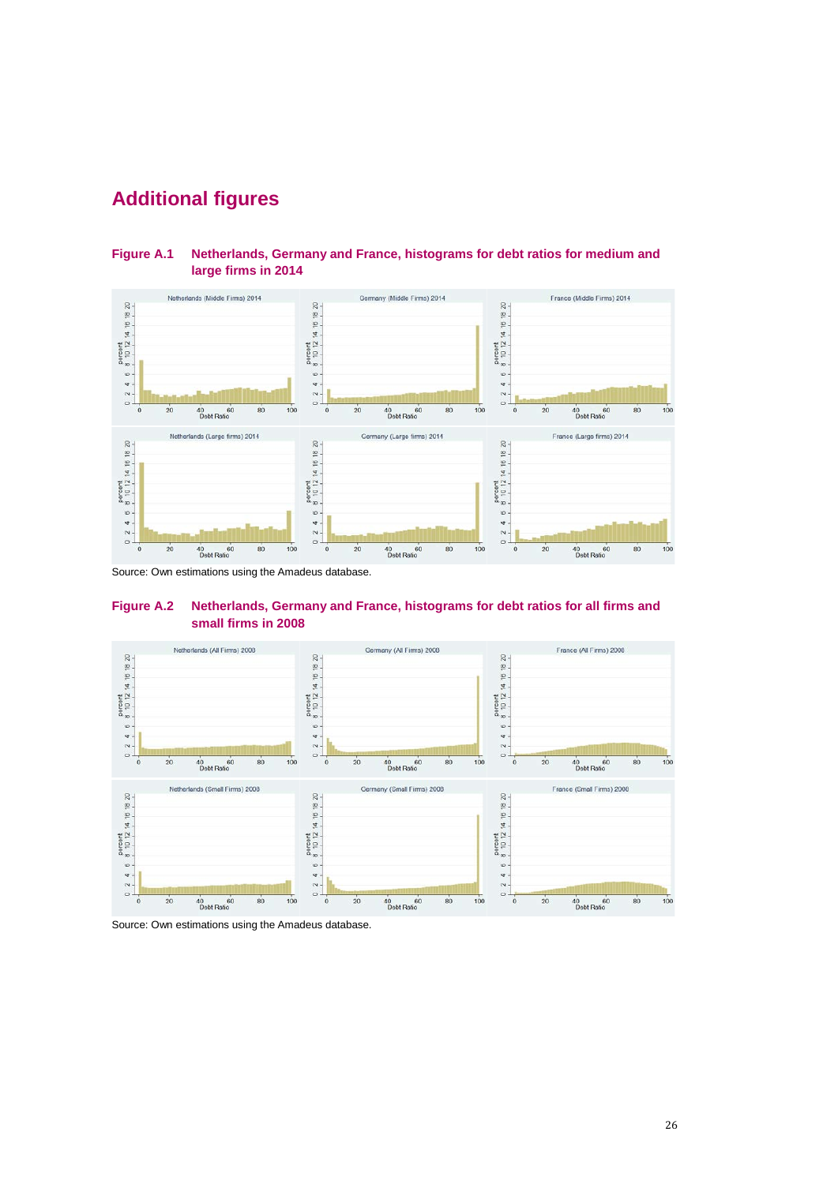# Additional figures

**Figure A.1 Netherlands, Germany and France, histograms for debt ratios for medium and large firms in 2014**

Source: Own estimations using the Amadeus database.

**Figure A.2 Netherlands, Germany and France, histograms for debt ratios for all firms and small firms in 2008**

Source: Own estimations using the Amadeus database.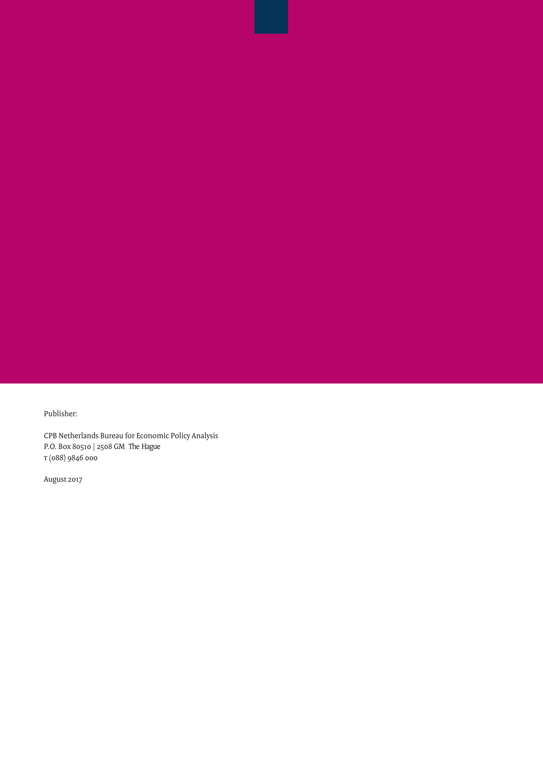Publisher:

CPB Netherlands Bureau for Economic Policy Analysis
P.O. Box 80510 | 2508 GM The Hague
T (088) 9846 000

August 2017